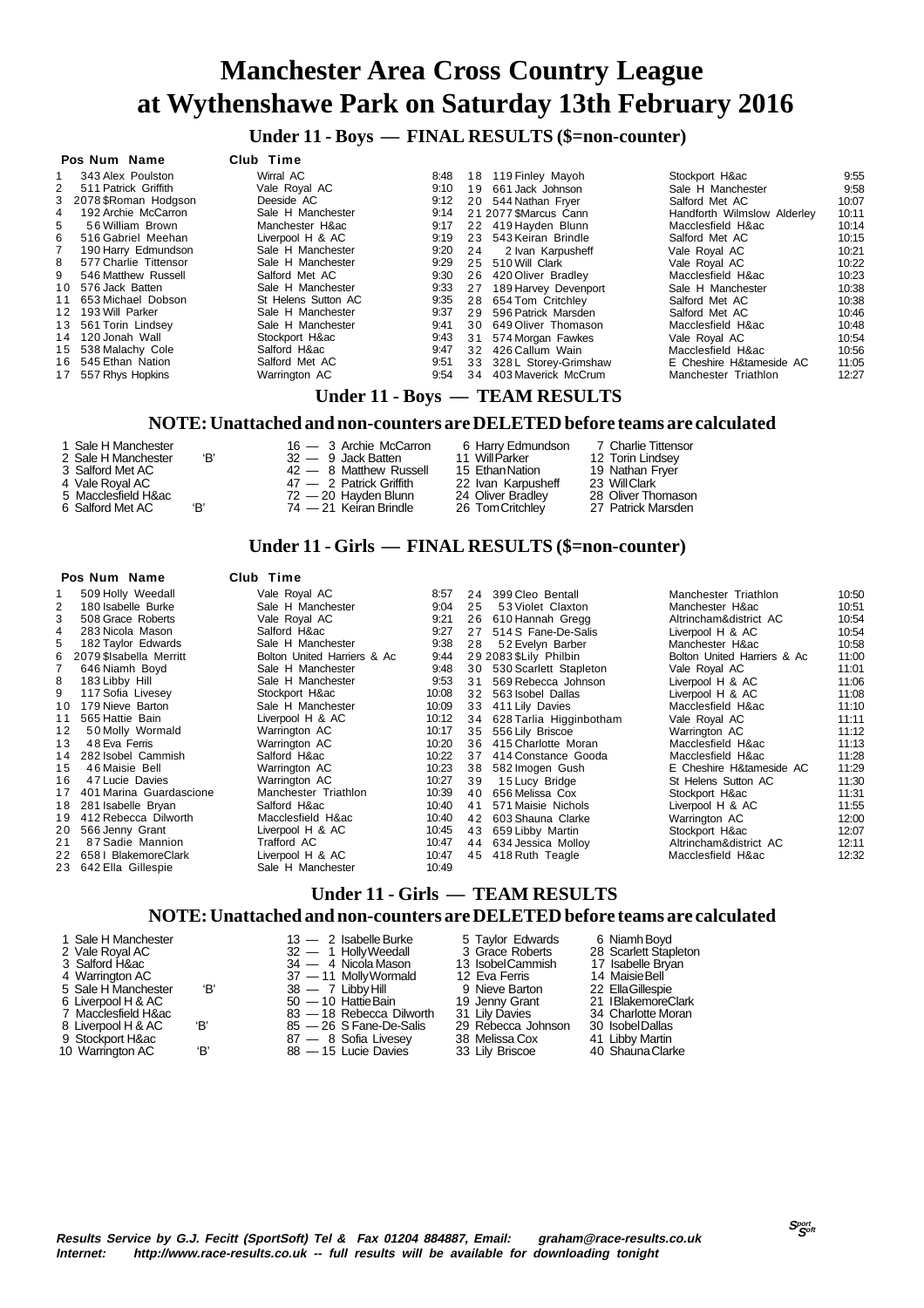# Manchester Area Cross Country League
# at Wythenshawe Park on Saturday 13th February 2016

## Under 11 - Boys — FINAL RESULTS ($=non-counter)

| Pos | Num | Name | Club | Time |
|---|---|---|---|---|
| 1 | 343 | Alex Poulston | Wirral AC | 8:48 |
| 2 | 511 | Patrick Griffith | Vale Royal AC | 9:10 |
| 3 | 2078 | $Roman Hodgson | Deeside AC | 9:12 |
| 4 | 192 | Archie McCarron | Sale H Manchester | 9:14 |
| 5 | 56 | William Brown | Manchester H&ac | 9:17 |
| 6 | 516 | Gabriel Meehan | Liverpool H & AC | 9:19 |
| 7 | 190 | Harry Edmundson | Sale H Manchester | 9:20 |
| 8 | 577 | Charlie Tittensor | Sale H Manchester | 9:29 |
| 9 | 546 | Matthew Russell | Salford Met AC | 9:30 |
| 10 | 576 | Jack Batten | Sale H Manchester | 9:33 |
| 11 | 653 | Michael Dobson | St Helens Sutton AC | 9:35 |
| 12 | 193 | Will Parker | Sale H Manchester | 9:37 |
| 13 | 561 | Torin Lindsey | Sale H Manchester | 9:41 |
| 14 | 120 | Jonah Wall | Stockport H&ac | 9:43 |
| 15 | 538 | Malachy Cole | Salford H&ac | 9:47 |
| 16 | 545 | Ethan Nation | Salford Met AC | 9:51 |
| 17 | 557 | Rhys Hopkins | Warrington AC | 9:54 |
| 18 | 119 | Finley Mayoh | Stockport H&ac | 9:55 |
| 19 | 661 | Jack Johnson | Sale H Manchester | 9:58 |
| 20 | 544 | Nathan Fryer | Salford Met AC | 10:07 |
| 21 | 2077 | $Marcus Cann | Handforth Wilmslow Alderley | 10:11 |
| 22 | 419 | Hayden Blunn | Macclesfield H&ac | 10:14 |
| 23 | 543 | Keiran Brindle | Salford Met AC | 10:15 |
| 24 | 2 | Ivan Karpusheff | Vale Royal AC | 10:21 |
| 25 | 510 | Will Clark | Vale Royal AC | 10:22 |
| 26 | 420 | Oliver Bradley | Macclesfield H&ac | 10:23 |
| 27 | 189 | Harvey Devenport | Sale H Manchester | 10:38 |
| 28 | 654 | Tom Critchley | Salford Met AC | 10:38 |
| 29 | 596 | Patrick Marsden | Salford Met AC | 10:46 |
| 30 | 649 | Oliver Thomason | Macclesfield H&ac | 10:48 |
| 31 | 574 | Morgan Fawkes | Vale Royal AC | 10:54 |
| 32 | 426 | Callum Wain | Macclesfield H&ac | 10:56 |
| 33 | 328 | L Storey-Grimshaw | E Cheshire H&tameside AC | 11:05 |
| 34 | 403 | Maverick McCrum | Manchester Triathlon | 12:27 |

## Under 11 - Boys — TEAM RESULTS

### NOTE: Unattached and non-counters are DELETED before teams are calculated

| Pos | Team | | Points | | | | |
|---|---|---|---|---|---|---|---|
| 1 | Sale H Manchester | | 16 | 3 Archie McCarron | 6 Harry Edmundson | 7 Charlie Tittensor | |
| 2 | Sale H Manchester | 'B' | 32 | 9 Jack Batten | 11 Will Parker | 12 Torin Lindsey | |
| 3 | Salford Met AC | | 42 | 8 Matthew Russell | 15 Ethan Nation | 19 Nathan Fryer | |
| 4 | Vale Royal AC | | 47 | 2 Patrick Griffith | 22 Ivan Karpusheff | 23 Will Clark | |
| 5 | Macclesfield H&ac | | 72 | 20 Hayden Blunn | 24 Oliver Bradley | 28 Oliver Thomason | |
| 6 | Salford Met AC | 'B' | 74 | 21 Keiran Brindle | 26 Tom Critchley | 27 Patrick Marsden | |

## Under 11 - Girls — FINAL RESULTS ($=non-counter)

| Pos | Num | Name | Club | Time |
|---|---|---|---|---|
| 1 | 509 | Holly Weedall | Vale Royal AC | 8:57 |
| 2 | 180 | Isabelle Burke | Sale H Manchester | 9:04 |
| 3 | 508 | Grace Roberts | Vale Royal AC | 9:21 |
| 4 | 283 | Nicola Mason | Salford H&ac | 9:27 |
| 5 | 182 | Taylor Edwards | Sale H Manchester | 9:38 |
| 6 | 2079 | $Isabella Merritt | Bolton United Harriers & Ac | 9:44 |
| 7 | 646 | Niamh Boyd | Sale H Manchester | 9:48 |
| 8 | 183 | Libby Hill | Sale H Manchester | 9:53 |
| 9 | 117 | Sofia Livesey | Stockport H&ac | 10:08 |
| 10 | 179 | Nieve Barton | Sale H Manchester | 10:09 |
| 11 | 565 | Hattie Bain | Liverpool H & AC | 10:12 |
| 12 | 50 | Molly Wormald | Warrington AC | 10:17 |
| 13 | 48 | Eva Ferris | Warrington AC | 10:20 |
| 14 | 282 | Isobel Cammish | Salford H&ac | 10:22 |
| 15 | 46 | Maisie Bell | Warrington AC | 10:23 |
| 16 | 47 | Lucie Davies | Warrington AC | 10:27 |
| 17 | 401 | Marina Guardascione | Manchester Triathlon | 10:39 |
| 18 | 281 | Isabelle Bryan | Salford H&ac | 10:40 |
| 19 | 412 | Rebecca Dilworth | Macclesfield H&ac | 10:40 |
| 20 | 566 | Jenny Grant | Liverpool H & AC | 10:45 |
| 21 | 87 | Sadie Mannion | Trafford AC | 10:47 |
| 22 | 658 | I BlakemoreClark | Liverpool H & AC | 10:47 |
| 23 | 642 | Ella Gillespie | Sale H Manchester | 10:49 |
| 24 | 399 | Cleo Bentall | Manchester Triathlon | 10:50 |
| 25 | 53 | Violet Claxton | Manchester H&ac | 10:51 |
| 26 | 610 | Hannah Gregg | Altrincham&district AC | 10:54 |
| 27 | 514 | S Fane-De-Salis | Liverpool H & AC | 10:54 |
| 28 | 52 | Evelyn Barber | Manchester H&ac | 10:58 |
| 29 | 2083 | $Lily Philbin | Bolton United Harriers & Ac | 11:00 |
| 30 | 530 | Scarlett Stapleton | Vale Royal AC | 11:01 |
| 31 | 569 | Rebecca Johnson | Liverpool H & AC | 11:06 |
| 32 | 563 | Isobel Dallas | Liverpool H & AC | 11:08 |
| 33 | 411 | Lily Davies | Macclesfield H&ac | 11:10 |
| 34 | 628 | Tarlia Higginbotham | Vale Royal AC | 11:11 |
| 35 | 556 | Lily Briscoe | Warrington AC | 11:12 |
| 36 | 415 | Charlotte Moran | Macclesfield H&ac | 11:13 |
| 37 | 414 | Constance Gooda | Macclesfield H&ac | 11:28 |
| 38 | 582 | Imogen Gush | E Cheshire H&tameside AC | 11:29 |
| 39 | 15 | Lucy Bridge | St Helens Sutton AC | 11:30 |
| 40 | 656 | Melissa Cox | Stockport H&ac | 11:31 |
| 41 | 571 | Maisie Nichols | Liverpool H & AC | 11:55 |
| 42 | 603 | Shauna Clarke | Warrington AC | 12:00 |
| 43 | 659 | Libby Martin | Stockport H&ac | 12:07 |
| 44 | 634 | Jessica Molloy | Altrincham&district AC | 12:11 |
| 45 | 418 | Ruth Teagle | Macclesfield H&ac | 12:32 |

## Under 11 - Girls — TEAM RESULTS

### NOTE: Unattached and non-counters are DELETED before teams are calculated

| Pos | Team | | Points | | | |
|---|---|---|---|---|---|---|
| 1 | Sale H Manchester | | 13 | 2 Isabelle Burke | 5 Taylor Edwards | 6 Niamh Boyd |
| 2 | Vale Royal AC | | 32 | 1 Holly Weedall | 3 Grace Roberts | 28 Scarlett Stapleton |
| 3 | Salford H&ac | | 34 | 4 Nicola Mason | 13 Isobel Cammish | 17 Isabelle Bryan |
| 4 | Warrington AC | | 37 | 11 Molly Wormald | 12 Eva Ferris | 14 Maisie Bell |
| 5 | Sale H Manchester | 'B' | 38 | 7 Libby Hill | 9 Nieve Barton | 22 Ella Gillespie |
| 6 | Liverpool H & AC | | 50 | 10 Hattie Bain | 19 Jenny Grant | 21 I BlakemoreClark |
| 7 | Macclesfield H&ac | | 83 | 18 Rebecca Dilworth | 31 Lily Davies | 34 Charlotte Moran |
| 8 | Liverpool H & AC | 'B' | 85 | 26 S Fane-De-Salis | 29 Rebecca Johnson | 30 Isobel Dallas |
| 9 | Stockport H&ac | | 87 | 8 Sofia Livesey | 38 Melissa Cox | 41 Libby Martin |
| 10 | Warrington AC | 'B' | 88 | 15 Lucie Davies | 33 Lily Briscoe | 40 Shauna Clarke |

*Results Service by G.J. Fecitt (SportSoft) Tel & Fax 01204 884887, Email: graham@race-results.co.uk*
*Internet: http://www.race-results.co.uk -- full results will be available for downloading tonight*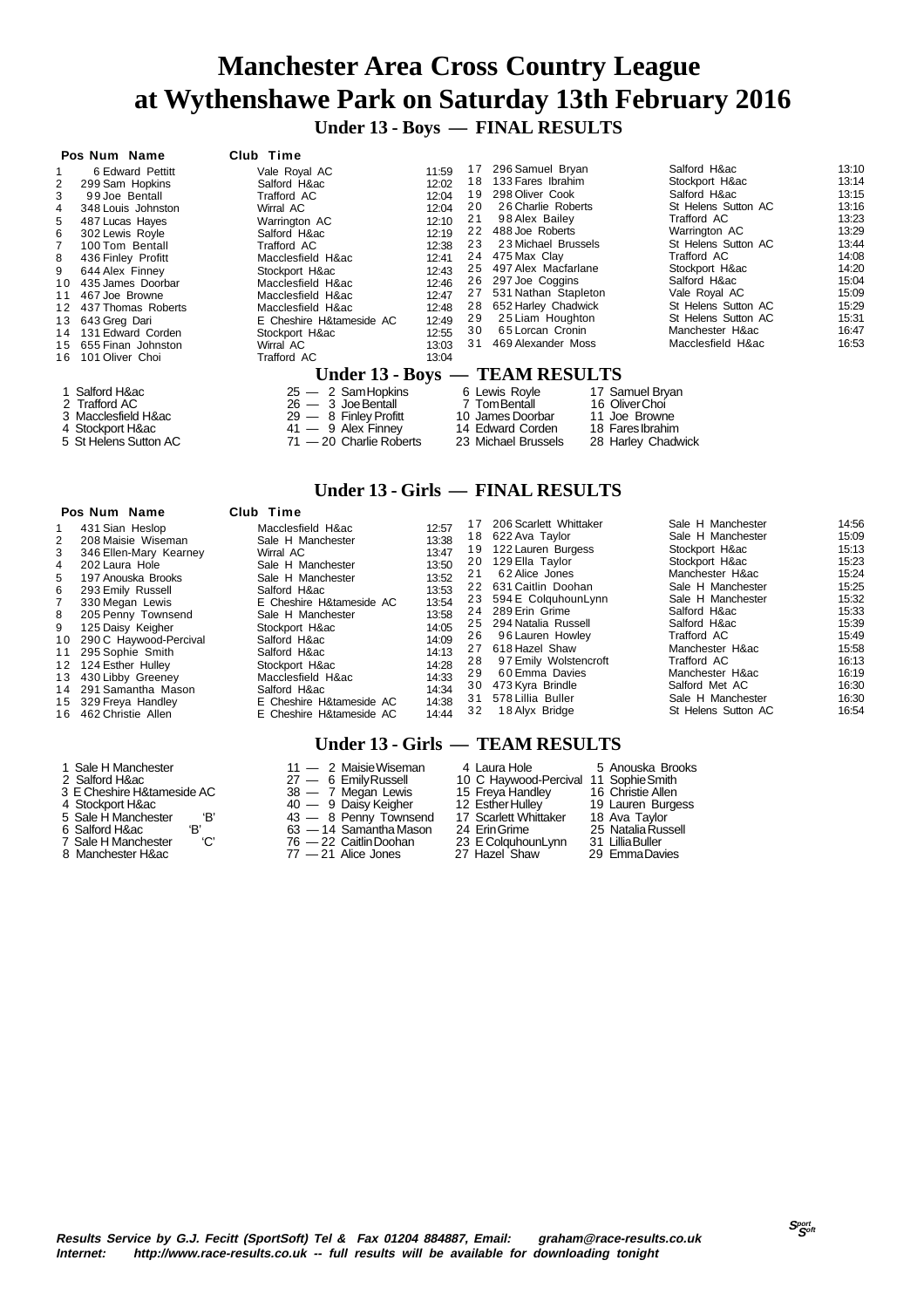# Manchester Area Cross Country League
# at Wythenshawe Park on Saturday 13th February 2016

## Under 13 - Boys — FINAL RESULTS

| Pos | Num | Name | Club | Time |
|---|---|---|---|---|
| 1 | 6 | Edward Pettitt | Vale Royal AC | 11:59 |
| 2 | 299 | Sam Hopkins | Salford H&ac | 12:02 |
| 3 | 99 | Joe Bentall | Trafford AC | 12:04 |
| 4 | 348 | Louis Johnston | Wirral AC | 12:04 |
| 5 | 487 | Lucas Hayes | Warrington AC | 12:10 |
| 6 | 302 | Lewis Royle | Salford H&ac | 12:19 |
| 7 | 100 | Tom Bentall | Trafford AC | 12:38 |
| 8 | 436 | Finley Profitt | Macclesfield H&ac | 12:41 |
| 9 | 644 | Alex Finney | Stockport H&ac | 12:43 |
| 10 | 435 | James Doorbar | Macclesfield H&ac | 12:46 |
| 11 | 467 | Joe Browne | Macclesfield H&ac | 12:47 |
| 12 | 437 | Thomas Roberts | Macclesfield H&ac | 12:48 |
| 13 | 643 | Greg Dari | E Cheshire H&tameside AC | 12:49 |
| 14 | 131 | Edward Corden | Stockport H&ac | 12:55 |
| 15 | 655 | Finan Johnston | Wirral AC | 13:03 |
| 16 | 101 | Oliver Choi | Trafford AC | 13:04 |
| 17 | 296 | Samuel Bryan | Salford H&ac | 13:10 |
| 18 | 133 | Fares Ibrahim | Stockport H&ac | 13:14 |
| 19 | 298 | Oliver Cook | Salford H&ac | 13:15 |
| 20 | 26 | Charlie Roberts | St Helens Sutton AC | 13:16 |
| 21 | 98 | Alex Bailey | Trafford AC | 13:23 |
| 22 | 488 | Joe Roberts | Warrington AC | 13:29 |
| 23 | 23 | Michael Brussels | St Helens Sutton AC | 13:44 |
| 24 | 475 | Max Clay | Trafford AC | 14:08 |
| 25 | 497 | Alex Macfarlane | Stockport H&ac | 14:20 |
| 26 | 297 | Joe Coggins | Salford H&ac | 15:04 |
| 27 | 531 | Nathan Stapleton | Vale Royal AC | 15:09 |
| 28 | 652 | Harley Chadwick | St Helens Sutton AC | 15:29 |
| 29 | 25 | Liam Houghton | St Helens Sutton AC | 15:31 |
| 30 | 65 | Lorcan Cronin | Manchester H&ac | 16:47 |
| 31 | 469 | Alexander Moss | Macclesfield H&ac | 16:53 |

## Under 13 - Boys — TEAM RESULTS

| Pos | Team | Pts | 1st | 2nd | 3rd | 4th |
|---|---|---|---|---|---|---|
| 1 | Salford H&ac | 25 | 2 Sam Hopkins | 6 Lewis Royle | 17 Samuel Bryan | |
| 2 | Trafford AC | 26 | 3 Joe Bentall | 7 Tom Bentall | 16 Oliver Choi | |
| 3 | Macclesfield H&ac | 29 | 8 Finley Profitt | 10 James Doorbar | 11 Joe Browne | |
| 4 | Stockport H&ac | 41 | 9 Alex Finney | 14 Edward Corden | 18 Fares Ibrahim | |
| 5 | St Helens Sutton AC | 71 | 20 Charlie Roberts | 23 Michael Brussels | 28 Harley Chadwick | |

## Under 13 - Girls — FINAL RESULTS

| Pos | Num | Name | Club | Time |
|---|---|---|---|---|
| 1 | 431 | Sian Heslop | Macclesfield H&ac | 12:57 |
| 2 | 208 | Maisie Wiseman | Sale H Manchester | 13:38 |
| 3 | 346 | Ellen-Mary Kearney | Wirral AC | 13:47 |
| 4 | 202 | Laura Hole | Sale H Manchester | 13:50 |
| 5 | 197 | Anouska Brooks | Sale H Manchester | 13:52 |
| 6 | 293 | Emily Russell | Salford H&ac | 13:53 |
| 7 | 330 | Megan Lewis | E Cheshire H&tameside AC | 13:54 |
| 8 | 205 | Penny Townsend | Sale H Manchester | 13:58 |
| 9 | 125 | Daisy Keigher | Stockport H&ac | 14:05 |
| 10 | 290 | C Haywood-Percival | Salford H&ac | 14:09 |
| 11 | 295 | Sophie Smith | Salford H&ac | 14:13 |
| 12 | 124 | Esther Hulley | Stockport H&ac | 14:28 |
| 13 | 430 | Libby Greeney | Macclesfield H&ac | 14:33 |
| 14 | 291 | Samantha Mason | Salford H&ac | 14:34 |
| 15 | 329 | Freya Handley | E Cheshire H&tameside AC | 14:38 |
| 16 | 462 | Christie Allen | E Cheshire H&tameside AC | 14:44 |
| 17 | 206 | Scarlett Whittaker | Sale H Manchester | 14:56 |
| 18 | 622 | Ava Taylor | Sale H Manchester | 15:09 |
| 19 | 122 | Lauren Burgess | Stockport H&ac | 15:13 |
| 20 | 129 | Ella Taylor | Stockport H&ac | 15:23 |
| 21 | 62 | Alice Jones | Manchester H&ac | 15:24 |
| 22 | 631 | Caitlin Doohan | Sale H Manchester | 15:25 |
| 23 | 594 | E ColquhounLynn | Sale H Manchester | 15:32 |
| 24 | 289 | Erin Grime | Salford H&ac | 15:33 |
| 25 | 294 | Natalia Russell | Salford H&ac | 15:39 |
| 26 | 96 | Lauren Howley | Trafford AC | 15:49 |
| 27 | 618 | Hazel Shaw | Manchester H&ac | 15:58 |
| 28 | 97 | Emily Wolstencroft | Trafford AC | 16:13 |
| 29 | 60 | Emma Davies | Manchester H&ac | 16:19 |
| 30 | 473 | Kyra Brindle | Salford Met AC | 16:30 |
| 31 | 578 | Lillia Buller | Sale H Manchester | 16:30 |
| 32 | 18 | Alyx Bridge | St Helens Sutton AC | 16:54 |

## Under 13 - Girls — TEAM RESULTS

| Pos | Team | Pts | 1st | 2nd | 3rd |
|---|---|---|---|---|---|
| 1 | Sale H Manchester | 11 | 2 Maisie Wiseman | 4 Laura Hole | 5 Anouska Brooks |
| 2 | Salford H&ac | 27 | 6 Emily Russell | 10 C Haywood-Percival | 11 Sophie Smith |
| 3 | E Cheshire H&tameside AC | 38 | 7 Megan Lewis | 15 Freya Handley | 16 Christie Allen |
| 4 | Stockport H&ac | 40 | 9 Daisy Keigher | 12 Esther Hulley | 19 Lauren Burgess |
| 5 | Sale H Manchester 'B' | 43 | 8 Penny Townsend | 17 Scarlett Whittaker | 18 Ava Taylor |
| 6 | Salford H&ac 'B' | 63 | 14 Samantha Mason | 24 Erin Grime | 25 Natalia Russell |
| 7 | Sale H Manchester 'C' | 76 | 22 Caitlin Doohan | 23 E ColquhounLynn | 31 Lillia Buller |
| 8 | Manchester H&ac | 77 | 21 Alice Jones | 27 Hazel Shaw | 29 Emma Davies |

*Results Service by G.J. Fecitt (SportSoft) Tel & Fax 01204 884887, Email: graham@race-results.co.uk*
*Internet: http://www.race-results.co.uk -- full results will be available for downloading tonight*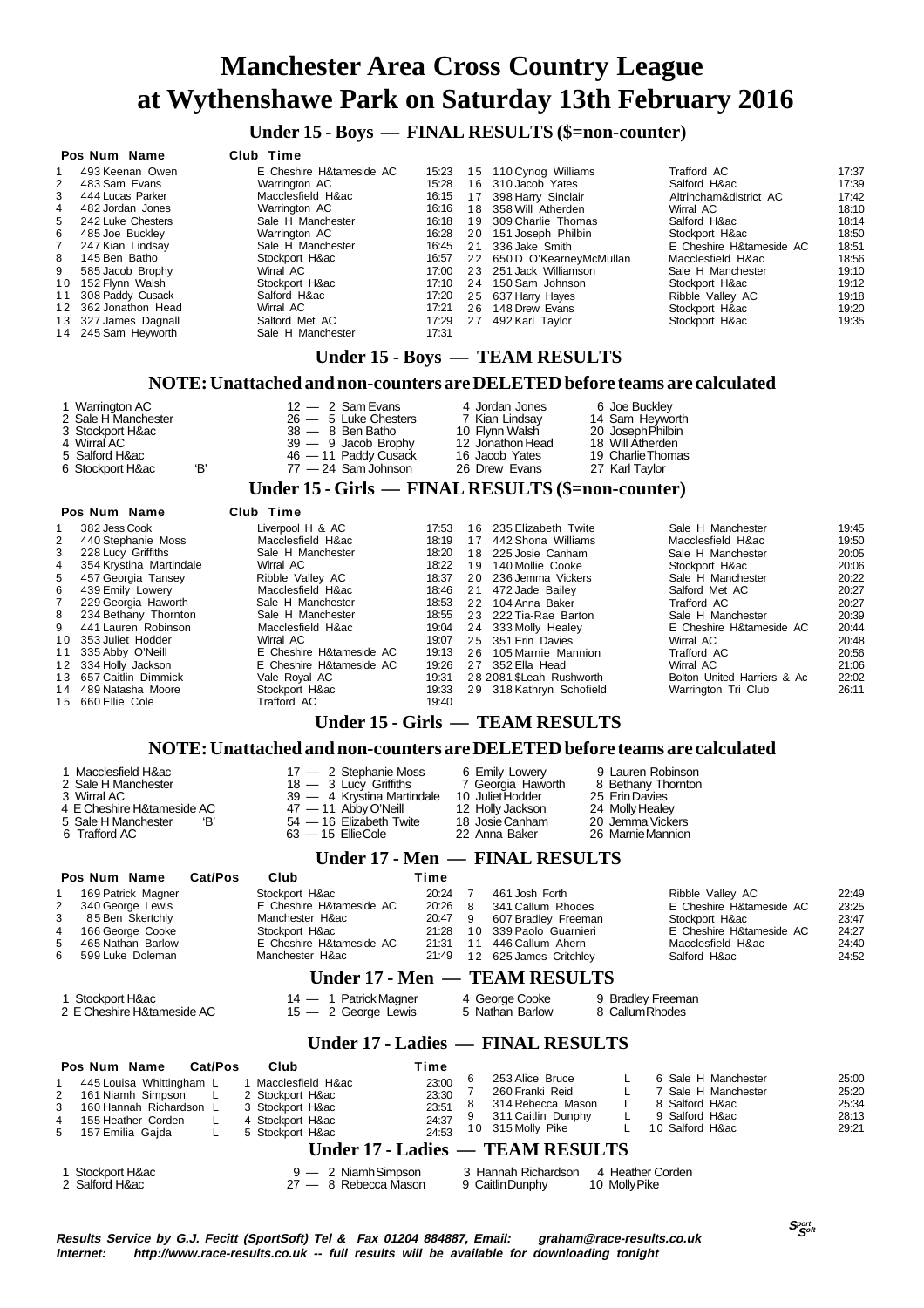# Manchester Area Cross Country League at Wythenshawe Park on Saturday 13th February 2016

## Under 15 - Boys — FINAL RESULTS ($=non-counter)

| Pos | Num | Name | Club | Time |
|---|---|---|---|---|
| 1 | 493 | Keenan Owen | E Cheshire H&tameside AC | 15:23 |
| 2 | 483 | Sam Evans | Warrington AC | 15:28 |
| 3 | 444 | Lucas Parker | Macclesfield H&ac | 16:15 |
| 4 | 482 | Jordan Jones | Warrington AC | 16:16 |
| 5 | 242 | Luke Chesters | Sale H Manchester | 16:18 |
| 6 | 485 | Joe Buckley | Warrington AC | 16:28 |
| 7 | 247 | Kian Lindsay | Sale H Manchester | 16:45 |
| 8 | 145 | Ben Batho | Stockport H&ac | 16:57 |
| 9 | 585 | Jacob Brophy | Wirral AC | 17:00 |
| 10 | 152 | Flynn Walsh | Stockport H&ac | 17:10 |
| 11 | 308 | Paddy Cusack | Salford H&ac | 17:20 |
| 12 | 362 | Jonathon Head | Wirral AC | 17:21 |
| 13 | 327 | James Dagnall | Salford Met AC | 17:29 |
| 14 | 245 | Sam Heyworth | Sale H Manchester | 17:31 |
| 15 | 110 | Cynog Williams | Trafford AC | 17:37 |
| 16 | 310 | Jacob Yates | Salford H&ac | 17:39 |
| 17 | 398 | Harry Sinclair | Altrincham&district AC | 17:42 |
| 18 | 358 | Will Atherden | Wirral AC | 18:10 |
| 19 | 309 | Charlie Thomas | Salford H&ac | 18:14 |
| 20 | 151 | Joseph Philbin | Stockport H&ac | 18:50 |
| 21 | 336 | Jake Smith | E Cheshire H&tameside AC | 18:51 |
| 22 | 650 | D O'KearneyMcMullan | Macclesfield H&ac | 18:56 |
| 23 | 251 | Jack Williamson | Sale H Manchester | 19:10 |
| 24 | 150 | Sam Johnson | Stockport H&ac | 19:12 |
| 25 | 637 | Harry Hayes | Ribble Valley AC | 19:18 |
| 26 | 148 | Drew Evans | Stockport H&ac | 19:20 |
| 27 | 492 | Karl Taylor | Stockport H&ac | 19:35 |

## Under 15 - Boys — TEAM RESULTS

### NOTE: Unattached and non-counters are DELETED before teams are calculated

| Pos | Team | Points | 1st | 2nd | 3rd |
|---|---|---|---|---|---|
| 1 | Warrington AC | 12 | 2 Sam Evans | 4 Jordan Jones | 6 Joe Buckley |
| 2 | Sale H Manchester | 26 | 5 Luke Chesters | 7 Kian Lindsay | 14 Sam Heyworth |
| 3 | Stockport H&ac | 38 | 8 Ben Batho | 10 Flynn Walsh | 20 Joseph Philbin |
| 4 | Wirral AC | 39 | 9 Jacob Brophy | 12 Jonathon Head | 18 Will Atherden |
| 5 | Salford H&ac | 46 | 11 Paddy Cusack | 16 Jacob Yates | 19 Charlie Thomas |
| 6 | Stockport H&ac 'B' | 77 | 24 Sam Johnson | 26 Drew Evans | 27 Karl Taylor |

## Under 15 - Girls — FINAL RESULTS ($=non-counter)

| Pos | Num | Name | Club | Time |
|---|---|---|---|---|
| 1 | 382 | Jess Cook | Liverpool H & AC | 17:53 |
| 2 | 440 | Stephanie Moss | Macclesfield H&ac | 18:19 |
| 3 | 228 | Lucy Griffiths | Sale H Manchester | 18:20 |
| 4 | 354 | Krystina Martindale | Wirral AC | 18:22 |
| 5 | 457 | Georgia Tansey | Ribble Valley AC | 18:37 |
| 6 | 439 | Emily Lowery | Macclesfield H&ac | 18:46 |
| 7 | 229 | Georgia Haworth | Sale H Manchester | 18:53 |
| 8 | 234 | Bethany Thornton | Sale H Manchester | 18:55 |
| 9 | 441 | Lauren Robinson | Macclesfield H&ac | 19:04 |
| 10 | 353 | Juliet Hodder | Wirral AC | 19:07 |
| 11 | 335 | Abby O'Neill | E Cheshire H&tameside AC | 19:13 |
| 12 | 334 | Holly Jackson | E Cheshire H&tameside AC | 19:26 |
| 13 | 657 | Caitlin Dimmick | Vale Royal AC | 19:31 |
| 14 | 489 | Natasha Moore | Stockport H&ac | 19:33 |
| 15 | 660 | Ellie Cole | Trafford AC | 19:40 |
| 16 | 235 | Elizabeth Twite | Sale H Manchester | 19:45 |
| 17 | 442 | Shona Williams | Macclesfield H&ac | 19:50 |
| 18 | 225 | Josie Canham | Sale H Manchester | 20:05 |
| 19 | 140 | Mollie Cooke | Stockport H&ac | 20:06 |
| 20 | 236 | Jemma Vickers | Sale H Manchester | 20:22 |
| 21 | 472 | Jade Bailey | Salford Met AC | 20:27 |
| 22 | 104 | Anna Baker | Trafford AC | 20:27 |
| 23 | 222 | Tia-Rae Barton | Sale H Manchester | 20:39 |
| 24 | 333 | Molly Healey | E Cheshire H&tameside AC | 20:44 |
| 25 | 351 | Erin Davies | Wirral AC | 20:48 |
| 26 | 105 | Marnie Mannion | Trafford AC | 20:56 |
| 27 | 352 | Ella Head | Wirral AC | 21:06 |
| 28 | 2081 | $Leah Rushworth | Bolton United Harriers & Ac | 22:02 |
| 29 | 318 | Kathryn Schofield | Warrington Tri Club | 26:11 |

## Under 15 - Girls — TEAM RESULTS

### NOTE: Unattached and non-counters are DELETED before teams are calculated

| Pos | Team | Points | 1st | 2nd | 3rd |
|---|---|---|---|---|---|
| 1 | Macclesfield H&ac | 17 | 2 Stephanie Moss | 6 Emily Lowery | 9 Lauren Robinson |
| 2 | Sale H Manchester | 18 | 3 Lucy Griffiths | 7 Georgia Haworth | 8 Bethany Thornton |
| 3 | Wirral AC | 39 | 4 Krystina Martindale | 10 Juliet Hodder | 25 Erin Davies |
| 4 | E Cheshire H&tameside AC | 47 | 11 Abby O'Neill | 12 Holly Jackson | 24 Molly Healey |
| 5 | Sale H Manchester 'B' | 54 | 16 Elizabeth Twite | 18 Josie Canham | 20 Jemma Vickers |
| 6 | Trafford AC | 63 | 15 Ellie Cole | 22 Anna Baker | 26 Marnie Mannion |

## Under 17 - Men — FINAL RESULTS

| Pos | Num | Name | Cat/Pos | Club | Time |
|---|---|---|---|---|---|
| 1 | 169 | Patrick Magner | | Stockport H&ac | 20:24 |
| 2 | 340 | George Lewis | | E Cheshire H&tameside AC | 20:26 |
| 3 | 85 | Ben Skertchly | | Manchester H&ac | 20:47 |
| 4 | 166 | George Cooke | | Stockport H&ac | 21:28 |
| 5 | 465 | Nathan Barlow | | E Cheshire H&tameside AC | 21:31 |
| 6 | 599 | Luke Doleman | | Manchester H&ac | 21:49 |
| 7 | 461 | Josh Forth | | Ribble Valley AC | 22:49 |
| 8 | 341 | Callum Rhodes | | E Cheshire H&tameside AC | 23:25 |
| 9 | 607 | Bradley Freeman | | Stockport H&ac | 23:47 |
| 10 | 339 | Paolo Guarnieri | | E Cheshire H&tameside AC | 24:27 |
| 11 | 446 | Callum Ahern | | Macclesfield H&ac | 24:40 |
| 12 | 625 | James Critchley | | Salford H&ac | 24:52 |

## Under 17 - Men — TEAM RESULTS

| Pos | Team | Points | 1st | 2nd | 3rd |
|---|---|---|---|---|---|
| 1 | Stockport H&ac | 14 | 1 Patrick Magner | 4 George Cooke | 9 Bradley Freeman |
| 2 | E Cheshire H&tameside AC | 15 | 2 George Lewis | 5 Nathan Barlow | 8 Callum Rhodes |

## Under 17 - Ladies — FINAL RESULTS

| Pos | Num | Name | Cat/Pos | Club | Time |
|---|---|---|---|---|---|
| 1 | 445 | Louisa Whittingham | L 1 | Macclesfield H&ac | 23:00 |
| 2 | 161 | Niamh Simpson | L 2 | Stockport H&ac | 23:30 |
| 3 | 160 | Hannah Richardson | L 3 | Stockport H&ac | 23:51 |
| 4 | 155 | Heather Corden | L 4 | Stockport H&ac | 24:37 |
| 5 | 157 | Emilia Gajda | L 5 | Stockport H&ac | 24:53 |
| 6 | 253 | Alice Bruce | L 6 | Sale H Manchester | 25:00 |
| 7 | 260 | Franki Reid | L 7 | Sale H Manchester | 25:20 |
| 8 | 314 | Rebecca Mason | L 8 | Salford H&ac | 25:34 |
| 9 | 311 | Caitlin Dunphy | L 9 | Salford H&ac | 28:13 |
| 10 | 315 | Molly Pike | L 10 | Salford H&ac | 29:21 |

## Under 17 - Ladies — TEAM RESULTS

| Pos | Team | Points | 1st | 2nd | 3rd |
|---|---|---|---|---|---|
| 1 | Stockport H&ac | 9 | 2 Niamh Simpson | 3 Hannah Richardson | 4 Heather Corden |
| 2 | Salford H&ac | 27 | 8 Rebecca Mason | 9 Caitlin Dunphy | 10 Molly Pike |

***Results Service by G.J. Fecitt (SportSoft) Tel & Fax 01204 884887, Email: graham@race-results.co.uk***
***Internet: http://www.race-results.co.uk -- full results will be available for downloading tonight***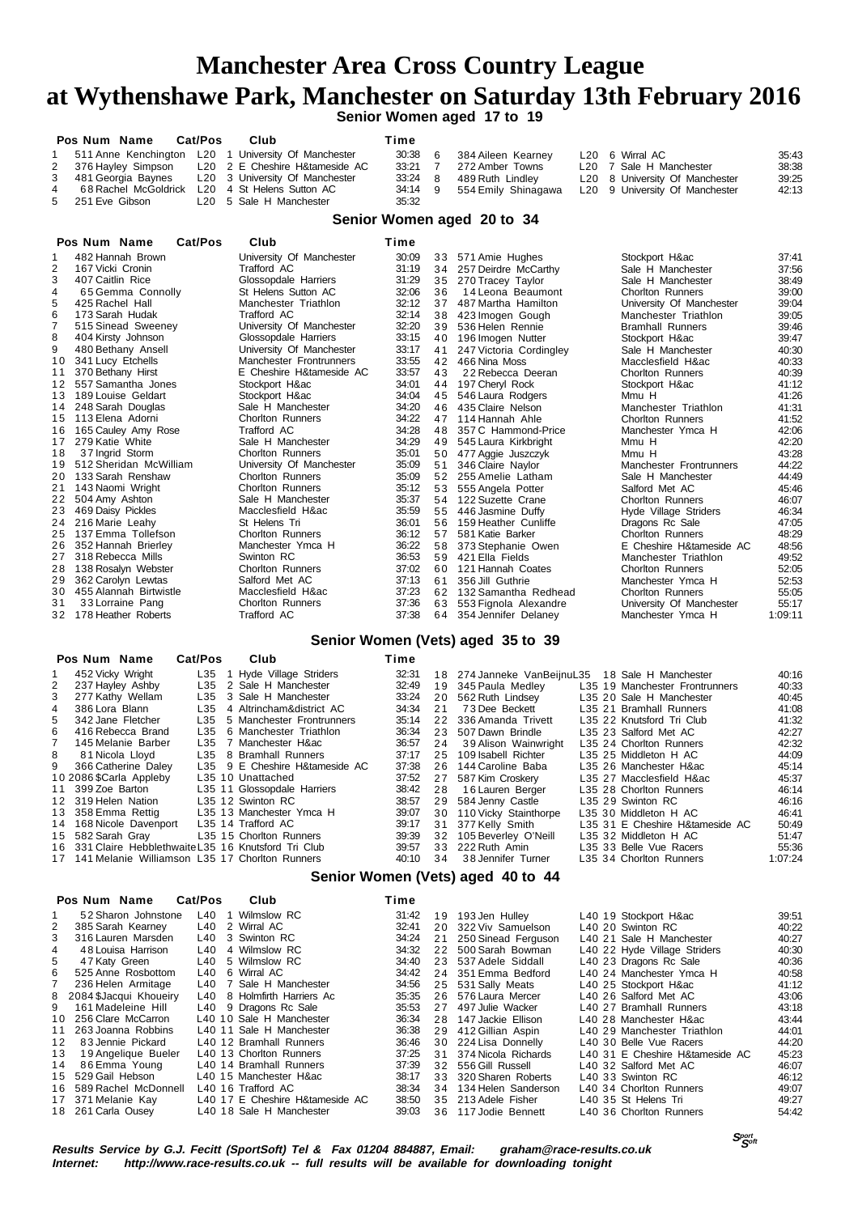# Manchester Area Cross Country League
# at Wythenshawe Park, Manchester on Saturday 13th February 2016

## Senior Women aged 17 to 19

| Pos | Num | Name | Cat/Pos | Club | Time |
|---|---|---|---|---|---|
| 1 | 511 | Anne Kenchington | L20 1 | University Of Manchester | 30:38 |
| 2 | 376 | Hayley Simpson | L20 2 | E Cheshire H&tameside AC | 33:21 |
| 3 | 481 | Georgia Baynes | L20 3 | University Of Manchester | 33:24 |
| 4 | 68 | Rachel McGoldrick | L20 4 | St Helens Sutton AC | 34:14 |
| 5 | 251 | Eve Gibson | L20 5 | Sale H Manchester | 35:32 |
| 6 | 384 | Aileen Kearney | L20 6 | Wirral AC | 35:43 |
| 7 | 272 | Amber Towns | L20 7 | Sale H Manchester | 38:38 |
| 8 | 489 | Ruth Lindley | L20 8 | University Of Manchester | 39:25 |
| 9 | 554 | Emily Shinagawa | L20 9 | University Of Manchester | 42:13 |

## Senior Women aged 20 to 34

| Pos | Num | Name | Cat/Pos | Club | Time |
|---|---|---|---|---|---|
| 1 | 482 | Hannah Brown | | University Of Manchester | 30:09 |
| 2 | 167 | Vicki Cronin | | Trafford AC | 31:19 |
| 3 | 407 | Caitlin Rice | | Glossopdale Harriers | 31:29 |
| 4 | 65 | Gemma Connolly | | St Helens Sutton AC | 32:06 |
| 5 | 425 | Rachel Hall | | Manchester Triathlon | 32:12 |
| 6 | 173 | Sarah Hudak | | Trafford AC | 32:14 |
| 7 | 515 | Sinead Sweeney | | University Of Manchester | 32:20 |
| 8 | 404 | Kirsty Johnson | | Glossopdale Harriers | 33:15 |
| 9 | 480 | Bethany Ansell | | University Of Manchester | 33:17 |
| 10 | 341 | Lucy Etchells | | Manchester Frontrunners | 33:55 |
| 11 | 370 | Bethany Hirst | | E Cheshire H&tameside AC | 33:57 |
| 12 | 557 | Samantha Jones | | Stockport H&ac | 34:01 |
| 13 | 189 | Louise Geldart | | Stockport H&ac | 34:04 |
| 14 | 248 | Sarah Douglas | | Sale H Manchester | 34:20 |
| 15 | 113 | Elena Adorni | | Chorlton Runners | 34:22 |
| 16 | 165 | Cauley Amy Rose | | Trafford AC | 34:28 |
| 17 | 279 | Katie White | | Sale H Manchester | 34:29 |
| 18 | 37 | Ingrid Storm | | Chorlton Runners | 35:01 |
| 19 | 512 | Sheridan McWilliam | | University Of Manchester | 35:09 |
| 20 | 133 | Sarah Renshaw | | Chorlton Runners | 35:09 |
| 21 | 143 | Naomi Wright | | Chorlton Runners | 35:12 |
| 22 | 504 | Amy Ashton | | Sale H Manchester | 35:37 |
| 23 | 469 | Daisy Pickles | | Macclesfield H&ac | 35:59 |
| 24 | 216 | Marie Leahy | | St Helens Tri | 36:01 |
| 25 | 137 | Emma Tollefson | | Chorlton Runners | 36:12 |
| 26 | 352 | Hannah Brierley | | Manchester Ymca H | 36:22 |
| 27 | 318 | Rebecca Mills | | Swinton RC | 36:53 |
| 28 | 138 | Rosalyn Webster | | Chorlton Runners | 37:02 |
| 29 | 362 | Carolyn Lewtas | | Salford Met AC | 37:13 |
| 30 | 455 | Alannah Birtwistle | | Macclesfield H&ac | 37:23 |
| 31 | 33 | Lorraine Pang | | Chorlton Runners | 37:36 |
| 32 | 178 | Heather Roberts | | Trafford AC | 37:38 |
| 33 | 571 | Amie Hughes | | Stockport H&ac | 37:41 |
| 34 | 257 | Deirdre McCarthy | | Sale H Manchester | 37:56 |
| 35 | 270 | Tracey Taylor | | Sale H Manchester | 38:49 |
| 36 | 14 | Leona Beaumont | | Chorlton Runners | 39:00 |
| 37 | 487 | Martha Hamilton | | University Of Manchester | 39:04 |
| 38 | 423 | Imogen Gough | | Manchester Triathlon | 39:05 |
| 39 | 536 | Helen Rennie | | Bramhall Runners | 39:46 |
| 40 | 196 | Imogen Nutter | | Stockport H&ac | 39:47 |
| 41 | 247 | Victoria Cordingley | | Sale H Manchester | 40:30 |
| 42 | 466 | Nina Moss | | Macclesfield H&ac | 40:33 |
| 43 | 22 | Rebecca Deeran | | Chorlton Runners | 40:39 |
| 44 | 197 | Cheryl Rock | | Stockport H&ac | 41:12 |
| 45 | 546 | Laura Rodgers | | Mmu H | 41:26 |
| 46 | 435 | Claire Nelson | | Manchester Triathlon | 41:31 |
| 47 | 114 | Hannah Ahle | | Chorlton Runners | 41:52 |
| 48 | 357 | C Hammond-Price | | Manchester Ymca H | 42:06 |
| 49 | 545 | Laura Kirkbright | | Mmu H | 42:20 |
| 50 | 477 | Aggie Juszczyk | | Mmu H | 43:28 |
| 51 | 346 | Claire Naylor | | Manchester Frontrunners | 44:22 |
| 52 | 255 | Amelie Latham | | Sale H Manchester | 44:49 |
| 53 | 555 | Angela Potter | | Salford Met AC | 45:46 |
| 54 | 122 | Suzette Crane | | Chorlton Runners | 46:07 |
| 55 | 446 | Jasmine Duffy | | Hyde Village Striders | 46:34 |
| 56 | 159 | Heather Cunliffe | | Dragons Rc Sale | 47:05 |
| 57 | 581 | Katie Barker | | Chorlton Runners | 48:29 |
| 58 | 373 | Stephanie Owen | | E Cheshire H&tameside AC | 48:56 |
| 59 | 421 | Ella Fields | | Manchester Triathlon | 49:52 |
| 60 | 121 | Hannah Coates | | Chorlton Runners | 52:05 |
| 61 | 356 | Jill Guthrie | | Manchester Ymca H | 52:53 |
| 62 | 132 | Samantha Redhead | | Chorlton Runners | 55:05 |
| 63 | 553 | Fignola Alexandre | | University Of Manchester | 55:17 |
| 64 | 354 | Jennifer Delaney | | Manchester Ymca H | 1:09:11 |

## Senior Women (Vets) aged 35 to 39

| Pos | Num | Name | Cat/Pos | Club | Time |
|---|---|---|---|---|---|
| 1 | 452 | Vicky Wright | L35 1 | Hyde Village Striders | 32:31 |
| 2 | 237 | Hayley Ashby | L35 2 | Sale H Manchester | 32:49 |
| 3 | 277 | Kathy Wellam | L35 3 | Sale H Manchester | 33:24 |
| 4 | 386 | Lora Blann | L35 4 | Altrincham&district AC | 34:34 |
| 5 | 342 | Jane Fletcher | L35 5 | Manchester Frontrunners | 35:14 |
| 6 | 416 | Rebecca Brand | L35 6 | Manchester Triathlon | 36:34 |
| 7 | 145 | Melanie Barber | L35 7 | Manchester H&ac | 36:57 |
| 8 | 81 | Nicola Lloyd | L35 8 | Bramhall Runners | 37:17 |
| 9 | 366 | Catherine Daley | L35 9 | E Cheshire H&tameside AC | 37:38 |
| 10 | 2086 | $Carla Appleby | L35 10 | Unattached | 37:52 |
| 11 | 399 | Zoe Barton | L35 11 | Glossopdale Harriers | 38:42 |
| 12 | 319 | Helen Nation | L35 12 | Swinton RC | 38:57 |
| 13 | 358 | Emma Rettig | L35 13 | Manchester Ymca H | 39:07 |
| 14 | 168 | Nicole Davenport | L35 14 | Trafford AC | 39:17 |
| 15 | 582 | Sarah Gray | L35 15 | Chorlton Runners | 39:39 |
| 16 | 331 | Claire Hebblethwaite | L35 16 | Knutsford Tri Club | 39:57 |
| 17 | 141 | Melanie Williamson | L35 17 | Chorlton Runners | 40:10 |
| 18 | 274 | Janneke VanBeijnuL35 | 18 | Sale H Manchester | 40:16 |
| 19 | 345 | Paula Medley | L35 19 | Manchester Frontrunners | 40:33 |
| 20 | 562 | Ruth Lindsey | L35 20 | Sale H Manchester | 40:45 |
| 21 | 73 | Dee Beckett | L35 21 | Bramhall Runners | 41:08 |
| 22 | 336 | Amanda Trivett | L35 22 | Knutsford Tri Club | 41:32 |
| 23 | 507 | Dawn Brindle | L35 23 | Salford Met AC | 42:27 |
| 24 | 39 | Alison Wainwright | L35 24 | Chorlton Runners | 42:32 |
| 25 | 109 | Isabell Richter | L35 25 | Middleton H AC | 44:09 |
| 26 | 144 | Caroline Baba | L35 26 | Manchester H&ac | 45:14 |
| 27 | 587 | Kim Croskery | L35 27 | Macclesfield H&ac | 45:37 |
| 28 | 16 | Lauren Berger | L35 28 | Chorlton Runners | 46:14 |
| 29 | 584 | Jenny Castle | L35 29 | Swinton RC | 46:16 |
| 30 | 110 | Vicky Stainthorpe | L35 30 | Middleton H AC | 46:41 |
| 31 | 377 | Kelly Smith | L35 31 | E Cheshire H&tameside AC | 50:49 |
| 32 | 105 | Beverley O'Neill | L35 32 | Middleton H AC | 51:47 |
| 33 | 222 | Ruth Amin | L35 33 | Belle Vue Racers | 55:36 |
| 34 | 38 | Jennifer Turner | L35 34 | Chorlton Runners | 1:07:24 |

## Senior Women (Vets) aged 40 to 44

| Pos | Num | Name | Cat/Pos | Club | Time |
|---|---|---|---|---|---|
| 1 | 52 | Sharon Johnstone | L40 1 | Wilmslow RC | 31:42 |
| 2 | 385 | Sarah Kearney | L40 2 | Wirral AC | 32:41 |
| 3 | 316 | Lauren Marsden | L40 3 | Swinton RC | 34:24 |
| 4 | 48 | Louisa Harrison | L40 4 | Wilmslow RC | 34:32 |
| 5 | 47 | Katy Green | L40 5 | Wilmslow RC | 34:40 |
| 6 | 525 | Anne Rosbottom | L40 6 | Wirral AC | 34:42 |
| 7 | 236 | Helen Armitage | L40 7 | Sale H Manchester | 34:56 |
| 8 | 2084 | $Jacqui Khoueiry | L40 8 | Holmfirth Harriers Ac | 35:35 |
| 9 | 161 | Madeleine Hill | L40 9 | Dragons Rc Sale | 35:53 |
| 10 | 256 | Clare McCarron | L40 10 | Sale H Manchester | 36:34 |
| 11 | 263 | Joanna Robbins | L40 11 | Sale H Manchester | 36:38 |
| 12 | 83 | Jennie Pickard | L40 12 | Bramhall Runners | 36:46 |
| 13 | 19 | Angelique Bueler | L40 13 | Chorlton Runners | 37:25 |
| 14 | 86 | Emma Young | L40 14 | Bramhall Runners | 37:39 |
| 15 | 529 | Gail Hebson | L40 15 | Manchester H&ac | 38:17 |
| 16 | 589 | Rachel McDonnell | L40 16 | Trafford AC | 38:34 |
| 17 | 371 | Melanie Kay | L40 17 | E Cheshire H&tameside AC | 38:50 |
| 18 | 261 | Carla Ousey | L40 18 | Sale H Manchester | 39:03 |
| 19 | 193 | Jen Hulley | L40 19 | Stockport H&ac | 39:51 |
| 20 | 322 | Viv Samuelson | L40 20 | Swinton RC | 40:22 |
| 21 | 250 | Sinead Ferguson | L40 21 | Sale H Manchester | 40:27 |
| 22 | 500 | Sarah Bowman | L40 22 | Hyde Village Striders | 40:30 |
| 23 | 537 | Adele Siddall | L40 23 | Dragons Rc Sale | 40:36 |
| 24 | 351 | Emma Bedford | L40 24 | Manchester Ymca H | 40:58 |
| 25 | 531 | Sally Meats | L40 25 | Stockport H&ac | 41:12 |
| 26 | 576 | Laura Mercer | L40 26 | Salford Met AC | 43:06 |
| 27 | 497 | Julie Wacker | L40 27 | Bramhall Runners | 43:18 |
| 28 | 147 | Jackie Ellison | L40 28 | Manchester H&ac | 43:44 |
| 29 | 412 | Gillian Aspin | L40 29 | Manchester Triathlon | 44:01 |
| 30 | 224 | Lisa Donnelly | L40 30 | Belle Vue Racers | 44:20 |
| 31 | 374 | Nicola Richards | L40 31 | E Cheshire H&tameside AC | 45:23 |
| 32 | 556 | Gill Russell | L40 32 | Salford Met AC | 46:07 |
| 33 | 320 | Sharen Roberts | L40 33 | Swinton RC | 46:12 |
| 34 | 134 | Helen Sanderson | L40 34 | Chorlton Runners | 49:07 |
| 35 | 213 | Adele Fisher | L40 35 | St Helens Tri | 49:27 |
| 36 | 117 | Jodie Bennett | L40 36 | Chorlton Runners | 54:42 |

***Results Service by G.J. Fecitt (SportSoft) Tel & Fax 01204 884887, Email: graham@race-results.co.uk***
***Internet: http://www.race-results.co.uk -- full results will be available for downloading tonight***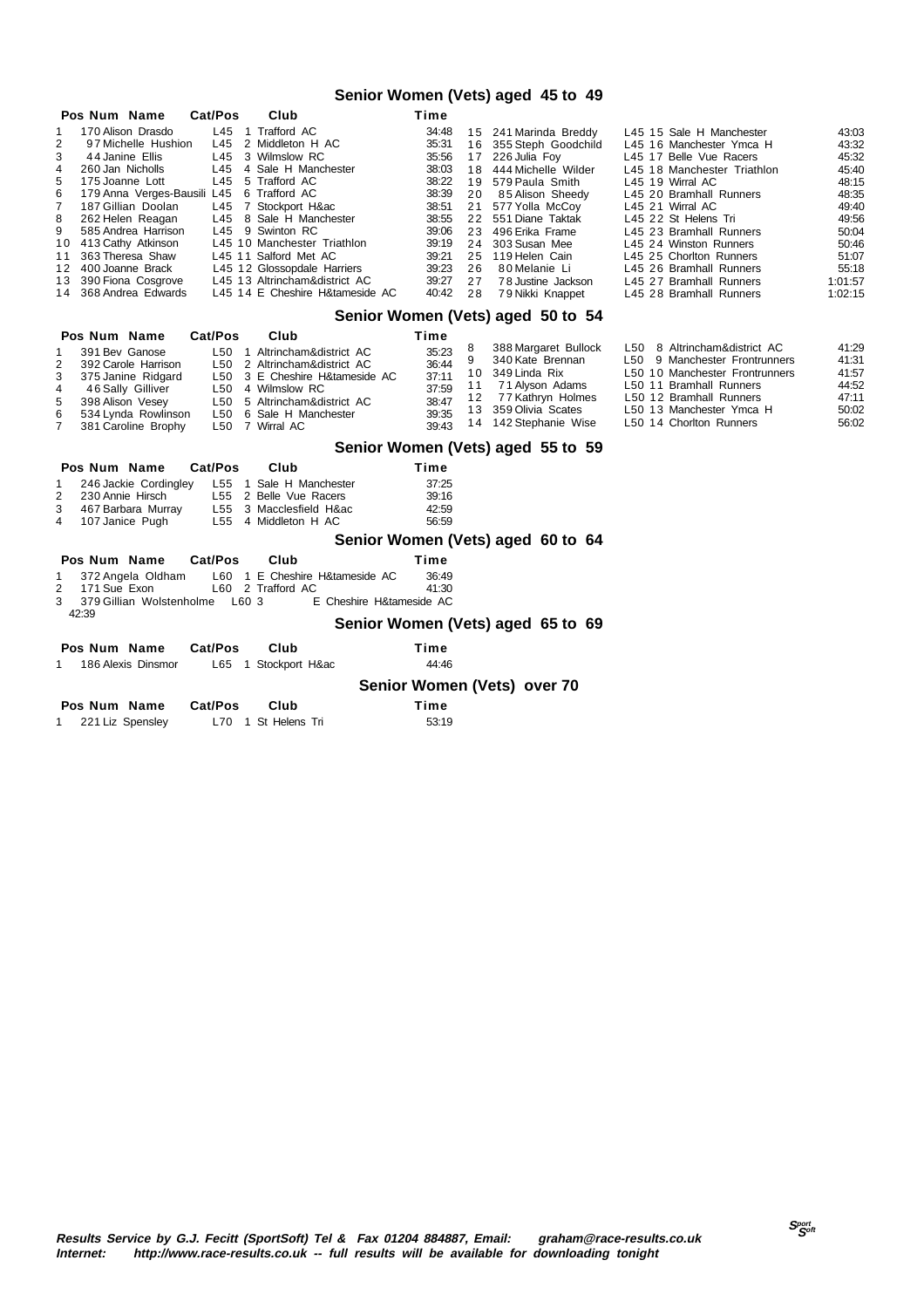## Senior Women (Vets) aged 45 to 49

| Pos | Num | Name | Cat/Pos | Club | Time |
|---|---|---|---|---|---|
| 1 | 170 | Alison Drasdo | L45 1 | Trafford AC | 34:48 |
| 2 | 97 | Michelle Hushion | L45 2 | Middleton H AC | 35:31 |
| 3 | 44 | Janine Ellis | L45 3 | Wilmslow RC | 35:56 |
| 4 | 260 | Jan Nicholls | L45 4 | Sale H Manchester | 38:03 |
| 5 | 175 | Joanne Lott | L45 5 | Trafford AC | 38:22 |
| 6 | 179 | Anna Verges-Bausili | L45 6 | Trafford AC | 38:39 |
| 7 | 187 | Gillian Doolan | L45 7 | Stockport H&ac | 38:51 |
| 8 | 262 | Helen Reagan | L45 8 | Sale H Manchester | 38:55 |
| 9 | 585 | Andrea Harrison | L45 9 | Swinton RC | 39:06 |
| 10 | 413 | Cathy Atkinson | L45 10 | Manchester Triathlon | 39:19 |
| 11 | 363 | Theresa Shaw | L45 11 | Salford Met AC | 39:21 |
| 12 | 400 | Joanne Brack | L45 12 | Glossopdale Harriers | 39:23 |
| 13 | 390 | Fiona Cosgrove | L45 13 | Altrincham&district AC | 39:27 |
| 14 | 368 | Andrea Edwards | L45 14 | E Cheshire H&tameside AC | 40:42 |
| 15 | 241 | Marinda Breddy | L45 15 | Sale H Manchester | 43:03 |
| 16 | 355 | Steph Goodchild | L45 16 | Manchester Ymca H | 43:32 |
| 17 | 226 | Julia Foy | L45 17 | Belle Vue Racers | 45:32 |
| 18 | 444 | Michelle Wilder | L45 18 | Manchester Triathlon | 45:40 |
| 19 | 579 | Paula Smith | L45 19 | Wirral AC | 48:15 |
| 20 | 85 | Alison Sheedy | L45 20 | Bramhall Runners | 48:35 |
| 21 | 577 | Yolla McCoy | L45 21 | Wirral AC | 49:40 |
| 22 | 551 | Diane Taktak | L45 22 | St Helens Tri | 49:56 |
| 23 | 496 | Erika Frame | L45 23 | Bramhall Runners | 50:04 |
| 24 | 303 | Susan Mee | L45 24 | Winston Runners | 50:46 |
| 25 | 119 | Helen Cain | L45 25 | Chorlton Runners | 51:07 |
| 26 | 80 | Melanie Li | L45 26 | Bramhall Runners | 55:18 |
| 27 | 78 | Justine Jackson | L45 27 | Bramhall Runners | 1:01:57 |
| 28 | 79 | Nikki Knappet | L45 28 | Bramhall Runners | 1:02:15 |

## Senior Women (Vets) aged 50 to 54

| Pos | Num | Name | Cat/Pos | Club | Time |
|---|---|---|---|---|---|
| 1 | 391 | Bev Ganose | L50 1 | Altrincham&district AC | 35:23 |
| 2 | 392 | Carole Harrison | L50 2 | Altrincham&district AC | 36:44 |
| 3 | 375 | Janine Ridgard | L50 3 | E Cheshire H&tameside AC | 37:11 |
| 4 | 46 | Sally Gilliver | L50 4 | Wilmslow RC | 37:59 |
| 5 | 398 | Alison Vesey | L50 5 | Altrincham&district AC | 38:47 |
| 6 | 534 | Lynda Rowlinson | L50 6 | Sale H Manchester | 39:35 |
| 7 | 381 | Caroline Brophy | L50 7 | Wirral AC | 39:43 |
| 8 | 388 | Margaret Bullock | L50 8 | Altrincham&district AC | 41:29 |
| 9 | 340 | Kate Brennan | L50 9 | Manchester Frontrunners | 41:31 |
| 10 | 349 | Linda Rix | L50 10 | Manchester Frontrunners | 41:57 |
| 11 | 71 | Alyson Adams | L50 11 | Bramhall Runners | 44:52 |
| 12 | 77 | Kathryn Holmes | L50 12 | Bramhall Runners | 47:11 |
| 13 | 359 | Olivia Scates | L50 13 | Manchester Ymca H | 50:02 |
| 14 | 142 | Stephanie Wise | L50 14 | Chorlton Runners | 56:02 |

## Senior Women (Vets) aged 55 to 59

| Pos | Num | Name | Cat/Pos | Club | Time |
|---|---|---|---|---|---|
| 1 | 246 | Jackie Cordingley | L55 1 | Sale H Manchester | 37:25 |
| 2 | 230 | Annie Hirsch | L55 2 | Belle Vue Racers | 39:16 |
| 3 | 467 | Barbara Murray | L55 3 | Macclesfield H&ac | 42:59 |
| 4 | 107 | Janice Pugh | L55 4 | Middleton H AC | 56:59 |

## Senior Women (Vets) aged 60 to 64

| Pos | Num | Name | Cat/Pos | Club | Time |
|---|---|---|---|---|---|
| 1 | 372 | Angela Oldham | L60 1 | E Cheshire H&tameside AC | 36:49 |
| 2 | 171 | Sue Exon | L60 2 | Trafford AC | 41:30 |
| 3 | 379 | Gillian Wolstenholme | L60 3 | E Cheshire H&tameside AC | 42:39 |

## Senior Women (Vets) aged 65 to 69

| Pos | Num | Name | Cat/Pos | Club | Time |
|---|---|---|---|---|---|
| 1 | 186 | Alexis Dinsmor | L65 1 | Stockport H&ac | 44:46 |

## Senior Women (Vets) over 70

| Pos | Num | Name | Cat/Pos | Club | Time |
|---|---|---|---|---|---|
| 1 | 221 | Liz Spensley | L70 1 | St Helens Tri | 53:19 |

***Results Service by G.J. Fecitt (SportSoft) Tel & Fax 01204 884887, Email: graham@race-results.co.uk***
***Internet: http://www.race-results.co.uk -- full results will be available for downloading tonight***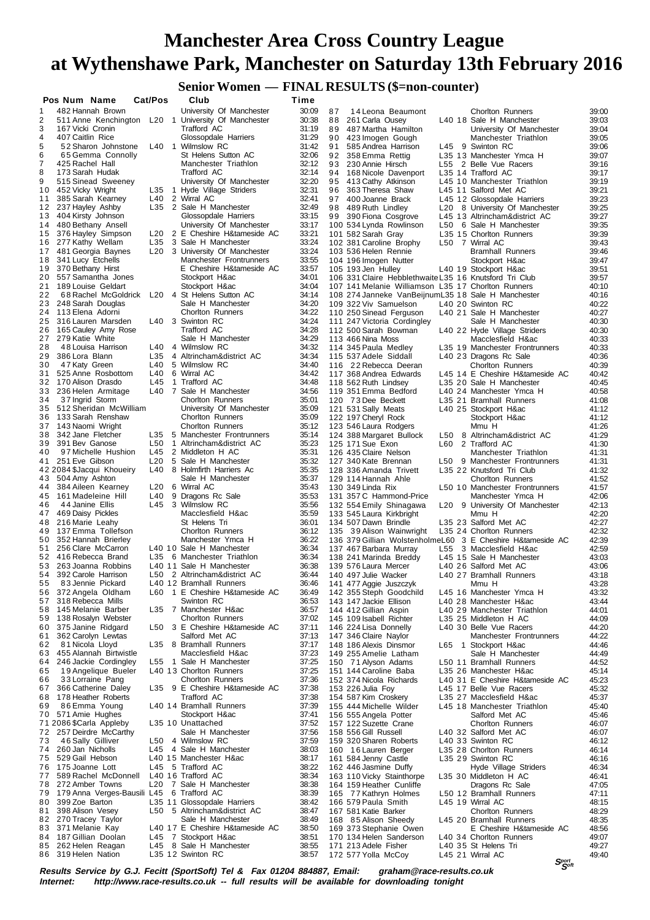# Manchester Area Cross Country League at Wythenshawe Park, Manchester on Saturday 13th February 2016

## Senior Women — FINAL RESULTS ($=non-counter)

| Pos | Num | Name | Cat/Pos | Club | Time |
|---|---|---|---|---|---|
| 1 | 482 | Hannah Brown | | University Of Manchester | 30:09 |
| 2 | 511 | Anne Kenchington | L20 1 | University Of Manchester | 30:38 |
| 3 | 167 | Vicki Cronin | | Trafford AC | 31:19 |
| 4 | 407 | Caitlin Rice | | Glossopdale Harriers | 31:29 |
| 5 | 52 | Sharon Johnstone | L40 1 | Wilmslow RC | 31:42 |
| 6 | 65 | Gemma Connolly | | St Helens Sutton AC | 32:06 |
| 7 | 425 | Rachel Hall | | Manchester Triathlon | 32:12 |
| 8 | 173 | Sarah Hudak | | Trafford AC | 32:14 |
| 9 | 515 | Sinead Sweeney | | University Of Manchester | 32:20 |
| 10 | 452 | Vicky Wright | L35 1 | Hyde Village Striders | 32:31 |
| 11 | 385 | Sarah Kearney | L40 2 | Wirral AC | 32:41 |
| 12 | 237 | Hayley Ashby | L35 2 | Sale H Manchester | 32:49 |
| 13 | 404 | Kirsty Johnson | | Glossopdale Harriers | 33:15 |
| 14 | 480 | Bethany Ansell | | University Of Manchester | 33:17 |
| 15 | 376 | Hayley Simpson | L20 2 | E Cheshire H&tameside AC | 33:21 |
| 16 | 277 | Kathy Wellam | L35 3 | Sale H Manchester | 33:24 |
| 17 | 481 | Georgia Baynes | L20 3 | University Of Manchester | 33:24 |
| 18 | 341 | Lucy Etchells | | Manchester Frontrunners | 33:55 |
| 19 | 370 | Bethany Hirst | | E Cheshire H&tameside AC | 33:57 |
| 20 | 557 | Samantha Jones | | Stockport H&ac | 34:01 |
| 21 | 189 | Louise Geldart | | Stockport H&ac | 34:04 |
| 22 | 68 | Rachel McGoldrick | L20 4 | St Helens Sutton AC | 34:14 |
| 23 | 248 | Sarah Douglas | | Sale H Manchester | 34:20 |
| 24 | 113 | Elena Adorni | | Chorlton Runners | 34:22 |
| 25 | 316 | Lauren Marsden | L40 3 | Swinton RC | 34:24 |
| 26 | 165 | Cauley Amy Rose | | Trafford AC | 34:28 |
| 27 | 279 | Katie White | | Sale H Manchester | 34:29 |
| 28 | 48 | Louisa Harrison | L40 4 | Wilmslow RC | 34:32 |
| 29 | 386 | Lora Blann | L35 4 | Altrincham&district AC | 34:34 |
| 30 | 47 | Katy Green | L40 5 | Wilmslow RC | 34:40 |
| 31 | 525 | Anne Rosbottom | L40 6 | Wirral AC | 34:42 |
| 32 | 170 | Alison Drasdo | L45 1 | Trafford AC | 34:48 |
| 33 | 236 | Helen Armitage | L40 7 | Sale H Manchester | 34:56 |
| 34 | 37 | Ingrid Storm | | Chorlton Runners | 35:01 |
| 35 | 512 | Sheridan McWilliam | | University Of Manchester | 35:09 |
| 36 | 133 | Sarah Renshaw | | Chorlton Runners | 35:09 |
| 37 | 143 | Naomi Wright | | Chorlton Runners | 35:12 |
| 38 | 342 | Jane Fletcher | L35 5 | Manchester Frontrunners | 35:14 |
| 39 | 391 | Bev Ganose | L50 1 | Altrincham&district AC | 35:23 |
| 40 | 97 | Michelle Hushion | L45 2 | Middleton H AC | 35:31 |
| 41 | 251 | Eve Gibson | L20 5 | Sale H Manchester | 35:32 |
| 42 | 2084 | $Jacqui Khoueiry | L40 8 | Holmfirth Harriers Ac | 35:35 |
| 43 | 504 | Amy Ashton | | Sale H Manchester | 35:37 |
| 44 | 384 | Aileen Kearney | L20 6 | Wirral AC | 35:43 |
| 45 | 161 | Madeleine Hill | L40 9 | Dragons Rc Sale | 35:53 |
| 46 | 44 | Janine Ellis | L45 3 | Wilmslow RC | 35:56 |
| 47 | 469 | Daisy Pickles | | Macclesfield H&ac | 35:59 |
| 48 | 216 | Marie Leahy | | St Helens Tri | 36:01 |
| 49 | 137 | Emma Tollefson | | Chorlton Runners | 36:12 |
| 50 | 352 | Hannah Brierley | | Manchester Ymca H | 36:22 |
| 51 | 256 | Clare McCarron | L40 10 | Sale H Manchester | 36:34 |
| 52 | 416 | Rebecca Brand | L35 6 | Manchester Triathlon | 36:34 |
| 53 | 263 | Joanna Robbins | L40 11 | Sale H Manchester | 36:38 |
| 54 | 392 | Carole Harrison | L50 2 | Altrincham&district AC | 36:44 |
| 55 | 83 | Jennie Pickard | L40 12 | Bramhall Runners | 36:46 |
| 56 | 372 | Angela Oldham | L60 1 | E Cheshire H&tameside AC | 36:49 |
| 57 | 318 | Rebecca Mills | | Swinton RC | 36:53 |
| 58 | 145 | Melanie Barber | L35 7 | Manchester H&ac | 36:57 |
| 59 | 138 | Rosalyn Webster | | Chorlton Runners | 37:02 |
| 60 | 375 | Jane Ridgard | L50 3 | E Cheshire H&tameside AC | 37:11 |
| 61 | 362 | Carolyn Lewtas | | Salford Met AC | 37:13 |
| 62 | 81 | Nicola Lloyd | L35 8 | Bramhall Runners | 37:17 |
| 63 | 455 | Alannah Birtwistle | | Macclesfield H&ac | 37:23 |
| 64 | 246 | Jackie Cordingley | L55 1 | Sale H Manchester | 37:25 |
| 65 | 19 | Angelique Bueler | L40 13 | Chorlton Runners | 37:25 |
| 66 | 33 | Lorraine Pang | | Chorlton Runners | 37:36 |
| 67 | 366 | Catherine Daley | L35 9 | E Cheshire H&tameside AC | 37:38 |
| 68 | 178 | Heather Roberts | | Trafford AC | 37:38 |
| 69 | 86 | Emma Young | L40 14 | Bramhall Runners | 37:39 |
| 70 | 571 | Amie Hughes | | Stockport H&ac | 37:41 |
| 71 | 2086 | $Carla Appleby | L35 10 | Unattached | 37:52 |
| 72 | 257 | Deirdre McCarthy | | Sale H Manchester | 37:56 |
| 73 | 46 | Sally Gilliver | L50 4 | Wilmslow RC | 37:59 |
| 74 | 260 | Jan Nicholls | L45 4 | Sale H Manchester | 38:03 |
| 75 | 529 | Gail Hebson | L40 15 | Manchester H&ac | 38:17 |
| 76 | 175 | Joanne Lott | L45 5 | Trafford AC | 38:22 |
| 77 | 589 | Rachel McDonnell | L40 16 | Trafford AC | 38:34 |
| 78 | 272 | Amber Towns | L20 7 | Sale H Manchester | 38:38 |
| 79 | 179 | Anna Verges-Bausili | L45 6 | Trafford AC | 38:39 |
| 80 | 399 | Zoe Barton | L35 11 | Glossopdale Harriers | 38:42 |
| 81 | 398 | Alison Vesey | L50 5 | Altrincham&district AC | 38:47 |
| 82 | 270 | Tracey Taylor | | Sale H Manchester | 38:49 |
| 83 | 371 | Melanie Kay | L40 17 | E Cheshire H&tameside AC | 38:50 |
| 84 | 187 | Gillian Doolan | L45 7 | Stockport H&ac | 38:51 |
| 85 | 262 | Helen Reagan | L45 8 | Sale H Manchester | 38:55 |
| 86 | 319 | Helen Nation | L35 12 | Swinton RC | 38:57 |
| 87 | 14 | Leona Beaumont | | Chorlton Runners | 39:00 |
| 88 | 261 | Carla Ousey | L40 18 | Sale H Manchester | 39:03 |
| 89 | 487 | Martha Hamilton | | University Of Manchester | 39:04 |
| 90 | 423 | Imogen Gough | | Manchester Triathlon | 39:05 |
| 91 | 585 | Andrea Harrison | L45 9 | Swinton RC | 39:06 |
| 92 | 358 | Emma Rettig | L35 13 | Manchester Ymca H | 39:07 |
| 93 | 230 | Annie Hirsch | L55 2 | Belle Vue Racers | 39:16 |
| 94 | 168 | Nicole Davenport | L35 14 | Trafford AC | 39:17 |
| 95 | 413 | Cathy Atkinson | L45 10 | Manchester Triathlon | 39:19 |
| 96 | 363 | Theresa Shaw | L45 11 | Salford Met AC | 39:21 |
| 97 | 400 | Joanne Brack | L45 12 | Glossopdale Harriers | 39:23 |
| 98 | 489 | Ruth Lindley | L20 8 | University Of Manchester | 39:25 |
| 99 | 390 | Fiona Cosgrove | L45 13 | Altrincham&district AC | 39:27 |
| 100 | 534 | Lynda Rowlinson | L50 6 | Sale H Manchester | 39:35 |
| 101 | 582 | Sarah Gray | L35 15 | Chorlton Runners | 39:39 |
| 102 | 381 | Caroline Brophy | L50 7 | Wirral AC | 39:43 |
| 103 | 536 | Helen Rennie | | Bramhall Runners | 39:46 |
| 104 | 196 | Imogen Nutter | | Stockport H&ac | 39:47 |
| 105 | 193 | Jen Hulley | L40 19 | Stockport H&ac | 39:51 |
| 106 | 331 | Claire Hebblethwaite | L35 16 | Knutsford Tri Club | 39:57 |
| 107 | 141 | Melanie Williamson | L35 17 | Chorlton Runners | 40:10 |
| 108 | 274 | Janneke VanBeijnum | L35 18 | Sale H Manchester | 40:16 |
| 109 | 322 | Viv Samuelson | L40 20 | Swinton RC | 40:22 |
| 110 | 250 | Sinead Ferguson | L40 21 | Sale H Manchester | 40:27 |
| 111 | 247 | Victoria Cordingley | | Sale H Manchester | 40:30 |
| 112 | 500 | Sarah Bowman | L40 22 | Hyde Village Striders | 40:30 |
| 113 | 466 | Nina Moss | | Macclesfield H&ac | 40:33 |
| 114 | 345 | Paula Medley | L35 19 | Manchester Frontrunners | 40:33 |
| 115 | 537 | Adele Siddall | L40 23 | Dragons Rc Sale | 40:36 |
| 116 | 22 | Rebecca Deeran | | Chorlton Runners | 40:39 |
| 117 | 368 | Andrea Edwards | L45 14 | E Cheshire H&tameside AC | 40:42 |
| 118 | 562 | Ruth Lindsey | L35 20 | Sale H Manchester | 40:45 |
| 119 | 351 | Emma Bedford | L40 24 | Manchester Ymca H | 40:58 |
| 120 | 73 | Dee Beckett | L35 21 | Bramhall Runners | 41:08 |
| 121 | 531 | Sally Meats | L40 25 | Stockport H&ac | 41:12 |
| 122 | 197 | Cheryl Rock | | Stockport H&ac | 41:12 |
| 123 | 546 | Laura Rodgers | | Mmu H | 41:26 |
| 124 | 388 | Margaret Bullock | L50 8 | Altrincham&district AC | 41:29 |
| 125 | 171 | Sue Exon | L60 2 | Trafford AC | 41:30 |
| 126 | 435 | Claire Nelson | | Manchester Triathlon | 41:31 |
| 127 | 340 | Kate Brennan | L50 9 | Manchester Frontrunners | 41:31 |
| 128 | 336 | Amanda Trivett | L35 22 | Knutsford Tri Club | 41:32 |
| 129 | 114 | Hannah Ahle | | Chorlton Runners | 41:52 |
| 130 | 349 | Linda Rix | L50 10 | Manchester Frontrunners | 41:57 |
| 131 | 357 | C Hammond-Price | | Manchester Ymca H | 42:06 |
| 132 | 554 | Emily Shinagawa | L20 9 | University Of Manchester | 42:13 |
| 133 | 545 | Laura Kirkbright | | Mmu H | 42:20 |
| 134 | 507 | Dawn Brindle | L35 23 | Salford Met AC | 42:27 |
| 135 | 39 | Alison Wainwright | L35 24 | Chorlton Runners | 42:32 |
| 136 | 379 | Gillian Wolstenholme | L60 3 | E Cheshire H&tameside AC | 42:39 |
| 137 | 467 | Barbara Murray | L55 3 | Macclesfield H&ac | 42:59 |
| 138 | 241 | Marinda Breddy | L45 15 | Sale H Manchester | 43:03 |
| 139 | 576 | Laura Mercer | L40 26 | Salford Met AC | 43:06 |
| 140 | 497 | Julie Wacker | L40 27 | Bramhall Runners | 43:18 |
| 141 | 477 | Aggie Juszczyk | | Mmu H | 43:28 |
| 142 | 355 | Steph Goodchild | L45 16 | Manchester Ymca H | 43:32 |
| 143 | 147 | Jackie Ellison | L40 28 | Manchester H&ac | 43:44 |
| 144 | 412 | Gillian Aspin | L40 29 | Manchester Triathlon | 44:01 |
| 145 | 109 | Isabell Richter | L35 25 | Middleton H AC | 44:09 |
| 146 | 224 | Lisa Donnelly | L40 30 | Belle Vue Racers | 44:20 |
| 147 | 346 | Claire Naylor | | Manchester Frontrunners | 44:22 |
| 148 | 186 | Alexis Dinsmor | L65 1 | Stockport H&ac | 44:46 |
| 149 | 255 | Amelie Latham | | Sale H Manchester | 44:49 |
| 150 | 71 | Alyson Adams | L50 11 | Bramhall Runners | 44:52 |
| 151 | 144 | Caroline Baba | L35 26 | Manchester H&ac | 45:14 |
| 152 | 374 | Nicola Richards | L40 31 | E Cheshire H&tameside AC | 45:23 |
| 153 | 226 | Julia Foy | L45 17 | Belle Vue Racers | 45:32 |
| 154 | 587 | Kim Croskery | L35 27 | Macclesfield H&ac | 45:37 |
| 155 | 444 | Michelle Wilder | L45 18 | Manchester Triathlon | 45:40 |
| 156 | 555 | Angela Potter | | Salford Met AC | 45:46 |
| 157 | 122 | Suzette Crane | | Chorlton Runners | 46:07 |
| 158 | 556 | Gill Russell | L40 32 | Salford Met AC | 46:07 |
| 159 | 320 | Sharen Roberts | L40 33 | Swinton RC | 46:12 |
| 160 | 16 | Lauren Berger | L35 28 | Chorlton Runners | 46:14 |
| 161 | 584 | Jenny Castle | L35 29 | Swinton RC | 46:16 |
| 162 | 446 | Jasmine Duffy | | Hyde Village Striders | 46:34 |
| 163 | 110 | Vicky Stainthorpe | L35 30 | Middleton H AC | 46:41 |
| 164 | 159 | Heather Cunliffe | | Dragons Rc Sale | 47:05 |
| 165 | 77 | Kathryn Holmes | L50 12 | Bramhall Runners | 47:11 |
| 166 | 579 | Paula Smith | L45 19 | Wirral AC | 48:15 |
| 167 | 581 | Katie Barker | | Chorlton Runners | 48:29 |
| 168 | 85 | Alison Sheedy | L45 20 | Bramhall Runners | 48:35 |
| 169 | 373 | Stephanie Owen | | E Cheshire H&tameside AC | 48:56 |
| 170 | 134 | Helen Sanderson | L40 34 | Chorlton Runners | 49:07 |
| 171 | 213 | Adele Fisher | L40 35 | St Helens Tri | 49:27 |
| 172 | 577 | Yolla McCoy | L45 21 | Wirral AC | 49:40 |

**Results Service by G.J. Fecitt (SportSoft) Tel & Fax 01204 884887, Email: graham@race-results.co.uk**
**Internet: http://www.race-results.co.uk -- full results will be available for downloading tonight**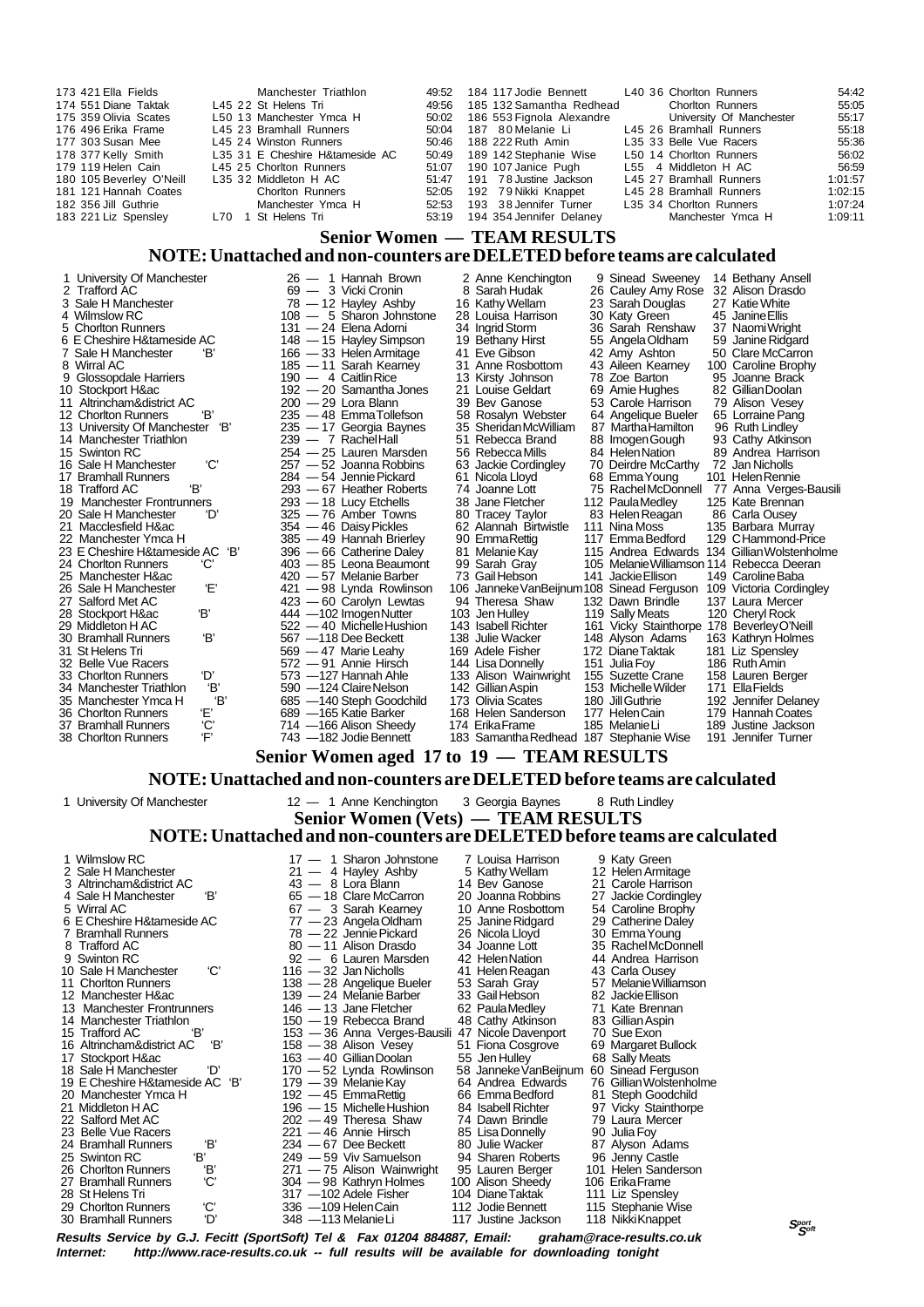| Pos | No | Name | Cat | Club | Time |
|---|---|---|---|---|---|
| 173 | 421 | Ella Fields | | Manchester Triathlon | 49:52 |
| 174 | 551 | Diane Taktak | L45 22 | St Helens Tri | 49:56 |
| 175 | 359 | Olivia Scates | L50 13 | Manchester Ymca H | 50:02 |
| 176 | 496 | Erika Frame | L45 23 | Bramhall Runners | 50:04 |
| 177 | 303 | Susan Mee | L45 24 | Winston Runners | 50:46 |
| 178 | 377 | Kelly Smith | L35 31 | E Cheshire H&tameside AC | 50:49 |
| 179 | 119 | Helen Cain | L45 25 | Chorlton Runners | 51:07 |
| 180 | 105 | Beverley O'Neill | L35 32 | Middleton H AC | 51:47 |
| 181 | 121 | Hannah Coates | | Chorlton Runners | 52:05 |
| 182 | 356 | Jill Guthrie | | Manchester Ymca H | 52:53 |
| 183 | 221 | Liz Spensley | L70 1 | St Helens Tri | 53:19 |
| 184 | 117 | Jodie Bennett | L40 36 | Chorlton Runners | 54:42 |
| 185 | 132 | Samantha Redhead | | Chorlton Runners | 55:05 |
| 186 | 553 | Fignola Alexandre | | University Of Manchester | 55:17 |
| 187 | 80 | Melanie Li | L45 26 | Bramhall Runners | 55:18 |
| 188 | 222 | Ruth Amin | L35 33 | Belle Vue Racers | 55:36 |
| 189 | 142 | Stephanie Wise | L50 14 | Chorlton Runners | 56:02 |
| 190 | 107 | Janice Pugh | L55 4 | Middleton H AC | 56:59 |
| 191 | 78 | Justine Jackson | L45 27 | Bramhall Runners | 1:01:57 |
| 192 | 79 | Nikki Knappet | L45 28 | Bramhall Runners | 1:02:15 |
| 193 | 38 | Jennifer Turner | L35 34 | Chorlton Runners | 1:07:24 |
| 194 | 354 | Jennifer Delaney | | Manchester Ymca H | 1:09:11 |

## Senior Women — TEAM RESULTS

### NOTE: Unattached and non-counters are DELETED before teams are calculated

| Pos | Team | Pts | 1 | 2 | 3 | 4 |
|---|---|---|---|---|---|---|
| 1 | University Of Manchester | 26 | 1 Hannah Brown | 2 Anne Kenchington | 9 Sinead Sweeney | 14 Bethany Ansell |
| 2 | Trafford AC | 69 | 3 Vicki Cronin | 8 Sarah Hudak | 26 Cauley Amy Rose | 32 Alison Drasdo |
| 3 | Sale H Manchester | 78 | 12 Hayley Ashby | 16 Kathy Wellam | 23 Sarah Douglas | 27 Katie White |
| 4 | Wilmslow RC | 108 | 5 Sharon Johnstone | 28 Louisa Harrison | 30 Katy Green | 45 Janine Ellis |
| 5 | Chorlton Runners | 131 | 24 Elena Adorni | 34 Ingrid Storm | 36 Sarah Renshaw | 37 Naomi Wright |
| 6 | E Cheshire H&tameside AC | 148 | 15 Hayley Simpson | 19 Bethany Hirst | 55 Angela Oldham | 59 Janine Ridgard |
| 7 | Sale H Manchester 'B' | 166 | 33 Helen Armitage | 41 Eve Gibson | 42 Amy Ashton | 50 Clare McCarron |
| 8 | Wirral AC | 185 | 11 Sarah Kearney | 31 Anne Rosbottom | 43 Aileen Kearney | 100 Caroline Brophy |
| 9 | Glossopdale Harriers | 190 | 4 Caitlin Rice | 13 Kirsty Johnson | 78 Zoe Barton | 95 Joanne Brack |
| 10 | Stockport H&ac | 192 | 20 Samantha Jones | 21 Louise Geldart | 69 Amie Hughes | 82 Gillian Doolan |
| 11 | Altrincham&district AC | 200 | 29 Lora Blann | 39 Bev Ganose | 53 Carole Harrison | 79 Alison Vesey |
| 12 | Chorlton Runners 'B' | 235 | 48 Emma Tollefson | 58 Rosalyn Webster | 64 Angelique Bueler | 65 Lorraine Pang |
| 13 | University Of Manchester 'B' | 235 | 17 Georgia Baynes | 35 Sheridan McWilliam | 87 Martha Hamilton | 96 Ruth Lindley |
| 14 | Manchester Triathlon | 239 | 7 Rachel Hall | 51 Rebecca Brand | 88 Imogen Gough | 93 Cathy Atkinson |
| 15 | Swinton RC | 254 | 25 Lauren Marsden | 56 Rebecca Mills | 84 Helen Nation | 89 Andrea Harrison |
| 16 | Sale H Manchester 'C' | 257 | 52 Joanna Robbins | 63 Jackie Cordingley | 70 Deirdre McCarthy | 72 Jan Nicholls |
| 17 | Bramhall Runners | 284 | 54 Jennie Pickard | 61 Nicola Lloyd | 68 Emma Young | 101 Helen Rennie |
| 18 | Trafford AC 'B' | 293 | 67 Heather Roberts | 74 Joanne Lott | 75 Rachel McDonnell | 77 Anna Verges-Bausili |
| 19 | Manchester Frontrunners | 293 | 18 Lucy Etchells | 38 Jane Fletcher | 112 Paula Medley | 125 Kate Brennan |
| 20 | Sale H Manchester 'D' | 325 | 76 Amber Towns | 80 Tracey Taylor | 83 Helen Reagan | 86 Carla Ousey |
| 21 | Macclesfield H&ac | 354 | 46 Daisy Pickles | 62 Alannah Birtwistle | 111 Nina Moss | 135 Barbara Murray |
| 22 | Manchester Ymca H | 385 | 49 Hannah Brierley | 90 Emma Rettig | 117 Emma Bedford | 129 C Hammond-Price |
| 23 | E Cheshire H&tameside AC 'B' | 396 | 66 Catherine Daley | 81 Melanie Kay | 115 Andrea Edwards | 134 Gillian Wolstenholme |
| 24 | Chorlton Runners 'C' | 403 | 85 Leona Beaumont | 99 Sarah Gray | 105 Melanie Williamson | 114 Rebecca Deeran |
| 25 | Manchester H&ac | 420 | 57 Melanie Barber | 73 Gail Hebson | 141 Jackie Ellison | 149 Caroline Baba |
| 26 | Sale H Manchester 'E' | 421 | 98 Lynda Rowlinson | 106 Janneke VanBeijnum | 108 Sinead Ferguson | 109 Victoria Cordingley |
| 27 | Salford Met AC | 423 | 60 Carolyn Lewtas | 94 Theresa Shaw | 132 Dawn Brindle | 137 Laura Mercer |
| 28 | Stockport H&ac 'B' | 444 | 102 Imogen Nutter | 103 Jen Hulley | 119 Sally Meats | 120 Cheryl Rock |
| 29 | Middleton H AC | 522 | 40 Michelle Hushion | 143 Isabell Richter | 161 Vicky Stainthorpe | 178 Beverley O'Neill |
| 30 | Bramhall Runners 'B' | 567 | 118 Dee Beckett | 138 Julie Wacker | 148 Alyson Adams | 163 Kathryn Holmes |
| 31 | St Helens Tri | 569 | 47 Marie Leahy | 169 Adele Fisher | 172 Diane Taktak | 181 Liz Spensley |
| 32 | Belle Vue Racers | 572 | 91 Annie Hirsch | 144 Lisa Donnelly | 151 Julia Foy | 186 Ruth Amin |
| 33 | Chorlton Runners 'D' | 573 | 127 Hannah Ahle | 133 Alison Wainwright | 155 Suzette Crane | 158 Lauren Berger |
| 34 | Manchester Triathlon 'B' | 590 | 124 Claire Nelson | 142 Gillian Aspin | 153 Michelle Wilder | 171 Ella Fields |
| 35 | Manchester Ymca H 'B' | 685 | 140 Steph Goodchild | 173 Olivia Scates | 180 Jill Guthrie | 192 Jennifer Delaney |
| 36 | Chorlton Runners 'E' | 689 | 165 Katie Barker | 168 Helen Sanderson | 177 Helen Cain | 179 Hannah Coates |
| 37 | Bramhall Runners 'C' | 714 | 166 Alison Sheedy | 174 Erika Frame | 185 Melanie Li | 189 Justine Jackson |
| 38 | Chorlton Runners 'F' | 743 | 182 Jodie Bennett | 183 Samantha Redhead | 187 Stephanie Wise | 191 Jennifer Turner |

## Senior Women aged 17 to 19 — TEAM RESULTS

### NOTE: Unattached and non-counters are DELETED before teams are calculated

| Pos | Team | Pts | 1 | 2 | 3 |
|---|---|---|---|---|---|
| 1 | University Of Manchester | 12 | 1 Anne Kenchington | 3 Georgia Baynes | 8 Ruth Lindley |

## Senior Women (Vets) — TEAM RESULTS

### NOTE: Unattached and non-counters are DELETED before teams are calculated

| Pos | Team | Pts | 1 | 2 | 3 |
|---|---|---|---|---|---|
| 1 | Wilmslow RC | 17 | 1 Sharon Johnstone | 7 Louisa Harrison | 9 Katy Green |
| 2 | Sale H Manchester | 21 | 4 Hayley Ashby | 5 Kathy Wellam | 12 Helen Armitage |
| 3 | Altrincham&district AC | 43 | 8 Lora Blann | 14 Bev Ganose | 21 Carole Harrison |
| 4 | Sale H Manchester 'B' | 65 | 18 Clare McCarron | 20 Joanna Robbins | 27 Jackie Cordingley |
| 5 | Wirral AC | 67 | 3 Sarah Kearney | 10 Anne Rosbottom | 54 Caroline Brophy |
| 6 | E Cheshire H&tameside AC | 77 | 23 Angela Oldham | 25 Janine Ridgard | 29 Catherine Daley |
| 7 | Bramhall Runners | 78 | 22 Jennie Pickard | 26 Nicola Lloyd | 30 Emma Young |
| 8 | Trafford AC | 80 | 11 Alison Drasdo | 34 Joanne Lott | 35 Rachel McDonnell |
| 9 | Swinton RC | 92 | 6 Lauren Marsden | 42 Helen Nation | 44 Andrea Harrison |
| 10 | Sale H Manchester 'C' | 116 | 32 Jan Nicholls | 41 Helen Reagan | 43 Carla Ousey |
| 11 | Chorlton Runners | 138 | 28 Angelique Bueler | 53 Sarah Gray | 57 Melanie Williamson |
| 12 | Manchester H&ac | 139 | 24 Melanie Barber | 33 Gail Hebson | 82 Jackie Ellison |
| 13 | Manchester Frontrunners | 146 | 13 Jane Fletcher | 62 Paula Medley | 71 Kate Brennan |
| 14 | Manchester Triathlon | 150 | 19 Rebecca Brand | 48 Cathy Atkinson | 83 Gillian Aspin |
| 15 | Trafford AC 'B' | 153 | 36 Anna Verges-Bausili | 47 Nicole Davenport | 70 Sue Exon |
| 16 | Altrincham&district AC 'B' | 158 | 38 Alison Vesey | 51 Fiona Cosgrove | 69 Margaret Bullock |
| 17 | Stockport H&ac | 163 | 40 Gillian Doolan | 55 Jen Hulley | 68 Sally Meats |
| 18 | Sale H Manchester 'D' | 170 | 52 Lynda Rowlinson | 58 Janneke VanBeijnum | 60 Sinead Ferguson |
| 19 | E Cheshire H&tameside AC 'B' | 179 | 39 Melanie Kay | 64 Andrea Edwards | 76 Gillian Wolstenholme |
| 20 | Manchester Ymca H | 192 | 45 Emma Rettig | 66 Emma Bedford | 81 Steph Goodchild |
| 21 | Middleton H AC | 196 | 15 Michelle Hushion | 84 Isabell Richter | 97 Vicky Stainthorpe |
| 22 | Salford Met AC | 202 | 49 Theresa Shaw | 74 Dawn Brindle | 79 Laura Mercer |
| 23 | Belle Vue Racers | 221 | 46 Annie Hirsch | 85 Lisa Donnelly | 90 Julia Foy |
| 24 | Bramhall Runners 'B' | 234 | 67 Dee Beckett | 80 Julie Wacker | 87 Alyson Adams |
| 25 | Swinton RC 'B' | 249 | 59 Viv Samuelson | 94 Sharen Roberts | 96 Jenny Castle |
| 26 | Chorlton Runners 'B' | 271 | 75 Alison Wainwright | 95 Lauren Berger | 101 Helen Sanderson |
| 27 | Bramhall Runners 'C' | 304 | 98 Kathryn Holmes | 100 Alison Sheedy | 106 Erika Frame |
| 28 | St Helens Tri | 317 | 102 Adele Fisher | 104 Diane Taktak | 111 Liz Spensley |
| 29 | Chorlton Runners 'C' | 336 | 109 Helen Cain | 112 Jodie Bennett | 115 Stephanie Wise |
| 30 | Bramhall Runners 'D' | 348 | 113 Melanie Li | 117 Justine Jackson | 118 Nikki Knappet |

***Results Service by G.J. Fecitt (SportSoft) Tel & Fax 01204 884887, Email: graham@race-results.co.uk***
***Internet: http://www.race-results.co.uk -- full results will be available for downloading tonight***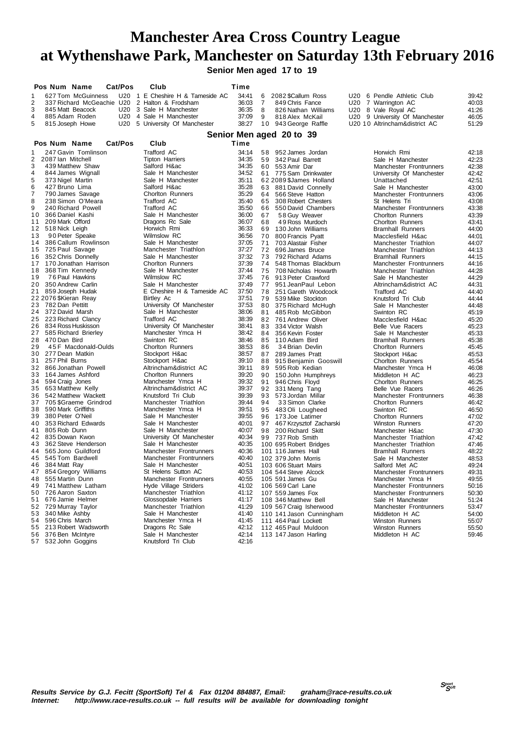# Manchester Area Cross Country League
# at Wythenshawe Park, Manchester on Saturday 13th February 2016

### Senior Men aged 17 to 19

| Pos | Num | Name | Cat/Pos | Club | Time |
|---|---|---|---|---|---|
| 1 | 627 | Tom McGuinness | U20 1 | E Cheshire H & Tameside AC | 34:41 |
| 2 | 337 | Richard McGeachie | U20 2 | Halton & Frodsham | 36:03 |
| 3 | 845 | Matt Beacock | U20 3 | Sale H Manchester | 36:35 |
| 4 | 885 | Adam Roden | U20 4 | Sale H Manchester | 37:09 |
| 5 | 815 | Joseph Howe | U20 5 | University Of Manchester | 38:27 |
| 6 | 2082 | $Callum Ross | U20 6 | Pendle Athletic Club | 39:42 |
| 7 | 849 | Chris Fance | U20 7 | Warrington AC | 40:03 |
| 8 | 826 | Nathan Williams | U20 8 | Vale Royal AC | 41:26 |
| 9 | 818 | Alex McKail | U20 9 | University Of Manchester | 46:05 |
| 10 | 943 | George Raffle | U20 10 | Altrincham&district AC | 51:29 |

### Senior Men aged 20 to 39

| Pos | Num | Name | Cat/Pos | Club | Time |
|---|---|---|---|---|---|
| 1 | 247 | Gavin Tomlinson | | Trafford AC | 34:14 |
| 2 | 2087 | Ian Mitchell | | Tipton Harriers | 34:35 |
| 3 | 439 | Matthew Shaw | | Salford H&ac | 34:35 |
| 4 | 844 | James Wignall | | Sale H Manchester | 34:52 |
| 5 | 373 | Nigel Martin | | Sale H Manchester | 35:11 |
| 6 | 427 | Bruno Lima | | Salford H&ac | 35:28 |
| 7 | 790 | James Savage | | Chorlton Runners | 35:29 |
| 8 | 238 | Simon O'Meara | | Trafford AC | 35:40 |
| 9 | 240 | Richard Powell | | Trafford AC | 35:50 |
| 10 | 366 | Daniel Kashi | | Sale H Manchester | 36:00 |
| 11 | 209 | Mark Offord | | Dragons Rc Sale | 36:07 |
| 12 | 518 | Nick Leigh | | Horwich Rmi | 36:33 |
| 13 | 90 | Peter Speake | | Wilmslow RC | 36:56 |
| 14 | 386 | Callum Rowlinson | | Sale H Manchester | 37:05 |
| 15 | 725 | Paul Savage | | Manchester Triathlon | 37:27 |
| 16 | 352 | Chris Donnelly | | Sale H Manchester | 37:32 |
| 17 | 170 | Jonathan Harrison | | Chorlton Runners | 37:39 |
| 18 | 368 | Tim Kennedy | | Sale H Manchester | 37:44 |
| 19 | 76 | Paul Hawkins | | Wilmslow RC | 37:45 |
| 20 | 350 | Andrew Carlin | | Sale H Manchester | 37:49 |
| 21 | 859 | Joseph Hudak | | E Cheshire H & Tameside AC | 37:50 |
| 22 | 2076 | $Kieran Reay | | Birtley Ac | 37:51 |
| 23 | 782 | Dan Pettitt | | University Of Manchester | 37:53 |
| 24 | 372 | David Marsh | | Sale H Manchester | 38:06 |
| 25 | 223 | Richard Clancy | | Trafford AC | 38:39 |
| 26 | 834 | Ross Huskisson | | University Of Manchester | 38:41 |
| 27 | 585 | Richard Brierley | | Manchester Ymca H | 38:42 |
| 28 | 470 | Dan Bird | | Swinton RC | 38:46 |
| 29 | 45 | F Macdonald-Oulds | | Chorlton Runners | 38:53 |
| 30 | 277 | Dean Matkin | | Stockport H&ac | 38:57 |
| 31 | 257 | Phil Burns | | Stockport H&ac | 39:10 |
| 32 | 866 | Jonathan Powell | | Altrincham&district AC | 39:11 |
| 33 | 164 | James Ashford | | Chorlton Runners | 39:20 |
| 34 | 594 | Craig Jones | | Manchester Ymca H | 39:32 |
| 35 | 653 | Matthew Kelly | | Altrincham&district AC | 39:37 |
| 36 | 542 | Matthew Wackett | | Knutsford Tri Club | 39:39 |
| 37 | 705 | $Graeme Grindrod | | Manchester Triathlon | 39:44 |
| 38 | 590 | Mark Griffiths | | Manchester Ymca H | 39:51 |
| 39 | 380 | Peter O'Neil | | Sale H Manchester | 39:55 |
| 40 | 353 | Richard Edwards | | Sale H Manchester | 40:01 |
| 41 | 805 | Rob Dunn | | Sale H Manchester | 40:07 |
| 42 | 835 | Dowan Kwon | | University Of Manchester | 40:34 |
| 43 | 362 | Steve Henderson | | Sale H Manchester | 40:35 |
| 44 | 565 | Jono Guildford | | Manchester Frontrunners | 40:36 |
| 45 | 545 | Tom Bardwell | | Manchester Frontrunners | 40:40 |
| 46 | 384 | Matt Ray | | Sale H Manchester | 40:51 |
| 47 | 854 | Gregory Williams | | St Helens Sutton AC | 40:53 |
| 48 | 555 | Martin Dunn | | Manchester Frontrunners | 40:55 |
| 49 | 741 | Matthew Latham | | Hyde Village Striders | 41:02 |
| 50 | 726 | Aaron Saxton | | Manchester Triathlon | 41:12 |
| 51 | 676 | Jamie Helmer | | Glossopdale Harriers | 41:17 |
| 52 | 729 | Murray Taylor | | Manchester Triathlon | 41:29 |
| 53 | 340 | Mike Ashby | | Sale H Manchester | 41:40 |
| 54 | 596 | Chris March | | Manchester Ymca H | 41:45 |
| 55 | 213 | Robert Wadsworth | | Dragons Rc Sale | 42:12 |
| 56 | 376 | Ben McIntyre | | Sale H Manchester | 42:14 |
| 57 | 532 | John Goggins | | Knutsford Tri Club | 42:16 |
| 58 | 952 | James Jordan | | Horwich Rmi | 42:18 |
| 59 | 342 | Paul Barrett | | Sale H Manchester | 42:23 |
| 60 | 553 | Amir Dar | | Manchester Frontrunners | 42:38 |
| 61 | 775 | Sam Drinkwater | | University Of Manchester | 42:42 |
| 62 | 2089 | $James Holland | | Unattached | 42:51 |
| 63 | 881 | David Connelly | | Sale H Manchester | 43:00 |
| 64 | 566 | Steve Hatton | | Manchester Frontrunners | 43:06 |
| 65 | 308 | Robert Chesters | | St Helens Tri | 43:08 |
| 66 | 550 | David Chambers | | Manchester Frontrunners | 43:38 |
| 67 | 58 | Guy Weaver | | Chorlton Runners | 43:39 |
| 68 | 49 | Ross Murdoch | | Chorlton Runners | 43:41 |
| 69 | 130 | John Williams | | Bramhall Runners | 44:00 |
| 70 | 800 | Francis Pyatt | | Macclesfield H&ac | 44:01 |
| 71 | 703 | Alastair Fisher | | Manchester Triathlon | 44:07 |
| 72 | 696 | James Bruce | | Manchester Triathlon | 44:13 |
| 73 | 792 | Richard Adams | | Bramhall Runners | 44:15 |
| 74 | 548 | Thomas Blackburn | | Manchester Frontrunners | 44:16 |
| 75 | 708 | Nicholas Howarth | | Manchester Triathlon | 44:28 |
| 76 | 913 | Peter Crawford | | Sale H Manchester | 44:29 |
| 77 | 951 | JeanPaul Lebon | | Altrincham&district AC | 44:31 |
| 78 | 251 | Gareth Woodcock | | Trafford AC | 44:40 |
| 79 | 539 | Mike Stockton | | Knutsford Tri Club | 44:44 |
| 80 | 375 | Richard McHugh | | Sale H Manchester | 44:48 |
| 81 | 485 | Rob McGibbon | | Swinton RC | 45:19 |
| 82 | 761 | Andrew Oliver | | Macclesfield H&ac | 45:20 |
| 83 | 334 | Victor Walsh | | Belle Vue Racers | 45:23 |
| 84 | 356 | Kevin Foster | | Sale H Manchester | 45:33 |
| 85 | 110 | Adam Bird | | Bramhall Runners | 45:38 |
| 86 | 34 | Brian Devlin | | Chorlton Runners | 45:45 |
| 87 | 289 | James Pratt | | Stockport H&ac | 45:53 |
| 88 | 915 | Benjamin Gooswill | | Chorlton Runners | 45:54 |
| 89 | 595 | Rob Kedian | | Manchester Ymca H | 46:08 |
| 90 | 150 | John Humphreys | | Middleton H AC | 46:23 |
| 91 | 946 | Chris Floyd | | Chorlton Runners | 46:25 |
| 92 | 331 | Meng Tang | | Belle Vue Racers | 46:26 |
| 93 | 573 | Jordan Millar | | Manchester Frontrunners | 46:38 |
| 94 | 33 | Simon Clarke | | Chorlton Runners | 46:42 |
| 95 | 483 | Oli Lougheed | | Swinton RC | 46:50 |
| 96 | 173 | Joe Latimer | | Chorlton Runners | 47:02 |
| 97 | 467 | Krzysztof Zacharski | | Winston Runners | 47:20 |
| 98 | 200 | Richard Skitt | | Manchester H&ac | 47:30 |
| 99 | 737 | Rob Smith | | Manchester Triathlon | 47:42 |
| 100 | 695 | Robert Bridges | | Manchester Triathlon | 47:46 |
| 101 | 116 | James Hall | | Bramhall Runners | 48:22 |
| 102 | 379 | John Morris | | Sale H Manchester | 48:53 |
| 103 | 606 | Stuart Mairs | | Salford Met AC | 49:24 |
| 104 | 544 | Steve Alcock | | Manchester Frontrunners | 49:31 |
| 105 | 591 | James Gu | | Manchester Ymca H | 49:55 |
| 106 | 569 | Carl Lane | | Manchester Frontrunners | 50:16 |
| 107 | 559 | James Fox | | Manchester Frontrunners | 50:30 |
| 108 | 346 | Matthew Bell | | Sale H Manchester | 51:24 |
| 109 | 567 | Craig Isherwood | | Manchester Frontrunners | 53:47 |
| 110 | 141 | Jason Cunningham | | Middleton H AC | 54:00 |
| 111 | 464 | Paul Lockett | | Winston Runners | 55:07 |
| 112 | 465 | Paul Muldoon | | Winston Runners | 55:50 |
| 113 | 147 | Jason Harling | | Middleton H AC | 59:46 |

***Results Service by G.J. Fecitt (SportSoft) Tel & Fax 01204 884887, Email: graham@race-results.co.uk***
***Internet: http://www.race-results.co.uk -- full results will be available for downloading tonight***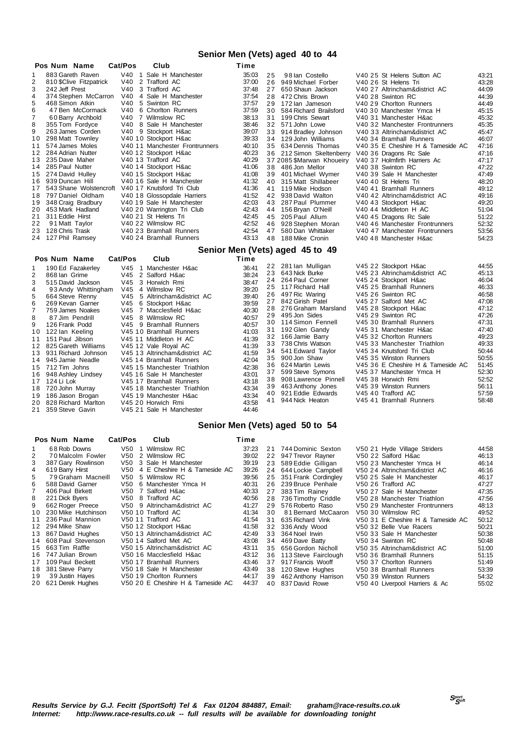## Senior Men (Vets) aged 40 to 44

| Pos | Num | Name | Cat/Pos | Club | Time |
|---|---|---|---|---|---|
| 1 | 883 | Gareth Raven | V40 1 | Sale H Manchester | 35:03 |
| 2 | 810 | $Clive Fitzpatrick | V40 2 | Trafford AC | 37:00 |
| 3 | 242 | Jeff Prest | V40 3 | Trafford AC | 37:48 |
| 4 | 374 | Stephen McCarron | V40 4 | Sale H Manchester | 37:54 |
| 5 | 468 | Simon Atkin | V40 5 | Swinton RC | 37:57 |
| 6 | 47 | Ben McCormack | V40 6 | Chorlton Runners | 37:59 |
| 7 | 60 | Barry Archbold | V40 7 | Wilmslow RC | 38:13 |
| 8 | 355 | Tom Fordyce | V40 8 | Sale H Manchester | 38:46 |
| 9 | 263 | James Corden | V40 9 | Stockport H&ac | 39:07 |
| 10 | 298 | Matt Townley | V40 10 | Stockport H&ac | 39:33 |
| 11 | 574 | James Moles | V40 11 | Manchester Frontrunners | 40:10 |
| 12 | 284 | Adrian Nutter | V40 12 | Stockport H&ac | 40:23 |
| 13 | 235 | Dave Maher | V40 13 | Trafford AC | 40:29 |
| 14 | 285 | Paul Nutter | V40 14 | Stockport H&ac | 41:06 |
| 15 | 274 | David Hulley | V40 15 | Stockport H&ac | 41:08 |
| 16 | 939 | Duncan Hill | V40 16 | Sale H Manchester | 41:32 |
| 17 | 543 | Shane Wolstencroft | V40 17 | Knutsford Tri Club | 41:36 |
| 18 | 797 | Daniel Oldham | V40 18 | Glossopdale Harriers | 41:52 |
| 19 | 348 | Craig Bradbury | V40 19 | Sale H Manchester | 42:03 |
| 20 | 453 | Mark Hadland | V40 20 | Warrington Tri Club | 42:43 |
| 21 | 311 | Eddie Hirst | V40 21 | St Helens Tri | 42:45 |
| 22 | 91 | Matt Taylor | V40 22 | Wilmslow RC | 42:52 |
| 23 | 128 | Chris Trask | V40 23 | Bramhall Runners | 42:54 |
| 24 | 127 | Phil Ramsey | V40 24 | Bramhall Runners | 43:13 |
| 25 | 98 | Ian Costello | V40 25 | St Helens Sutton AC | 43:21 |
| 26 | 949 | Michael Forber | V40 26 | St Helens Tri | 43:28 |
| 27 | 650 | Shaun Jackson | V40 27 | Altrincham&district AC | 44:09 |
| 28 | 472 | Chris Brown | V40 28 | Swinton RC | 44:39 |
| 29 | 172 | Ian Jameson | V40 29 | Chorlton Runners | 44:49 |
| 30 | 584 | Richard Brailsford | V40 30 | Manchester Ymca H | 45:15 |
| 31 | 199 | Chris Sewart | V40 31 | Manchester H&ac | 45:32 |
| 32 | 571 | John Lowe | V40 32 | Manchester Frontrunners | 45:35 |
| 33 | 914 | Bradley Johnson | V40 33 | Altrincham&district AC | 45:47 |
| 34 | 129 | John Williams | V40 34 | Bramhall Runners | 46:07 |
| 35 | 634 | Dennis Thomas | V40 35 | E Cheshire H & Tameside AC | 47:16 |
| 36 | 212 | Simon Skeltenberry | V40 36 | Dragons Rc Sale | 47:16 |
| 37 | 2085 | $Marwan Khoueiry | V40 37 | Holmfirth Harriers Ac | 47:17 |
| 38 | 486 | Jon Mellor | V40 38 | Swinton RC | 47:22 |
| 39 | 401 | Michael Wymer | V40 39 | Sale H Manchester | 47:49 |
| 40 | 315 | Matt Shillabeer | V40 40 | St Helens Tri | 48:20 |
| 41 | 119 | Mike Hodson | V40 41 | Bramhall Runners | 49:12 |
| 42 | 938 | David Walton | V40 42 | Altrincham&district AC | 49:16 |
| 43 | 287 | Paul Plummer | V40 43 | Stockport H&ac | 49:20 |
| 44 | 156 | Bryan O'Neill | V40 44 | Middleton H AC | 51:04 |
| 45 | 205 | Paul Allum | V40 45 | Dragons Rc Sale | 51:22 |
| 46 | 928 | Stephen Moran | V40 46 | Manchester Frontrunners | 52:32 |
| 47 | 580 | Dan Whittaker | V40 47 | Manchester Frontrunners | 53:56 |
| 48 | 188 | Mike Cronin | V40 48 | Manchester H&ac | 54:23 |

## Senior Men (Vets) aged 45 to 49

| Pos | Num | Name | Cat/Pos | Club | Time |
|---|---|---|---|---|---|
| 1 | 190 | Ed Fazakerley | V45 1 | Manchester H&ac | 36:41 |
| 2 | 868 | Ian Grime | V45 2 | Salford H&ac | 38:24 |
| 3 | 515 | David Jackson | V45 3 | Horwich Rmi | 38:47 |
| 4 | 93 | Andy Whittingham | V45 4 | Wilmslow RC | 39:20 |
| 5 | 664 | Steve Renny | V45 5 | Altrincham&district AC | 39:40 |
| 6 | 269 | Kevan Garner | V45 6 | Stockport H&ac | 39:59 |
| 7 | 759 | James Noakes | V45 7 | Macclesfield H&ac | 40:30 |
| 8 | 87 | Jim Pendrill | V45 8 | Wilmslow RC | 40:57 |
| 9 | 126 | Frank Podd | V45 9 | Bramhall Runners | 40:57 |
| 10 | 122 | Ian Keeling | V45 10 | Bramhall Runners | 41:03 |
| 11 | 151 | Paul Jibson | V45 11 | Middleton H AC | 41:39 |
| 12 | 825 | Gareth Williams | V45 12 | Vale Royal AC | 41:39 |
| 13 | 931 | Richard Johnson | V45 13 | Altrincham&district AC | 41:59 |
| 14 | 945 | Jamie Neadle | V45 14 | Bramhall Runners | 42:04 |
| 15 | 712 | Tim Johns | V45 15 | Manchester Triathlon | 42:38 |
| 16 | 948 | Ashley Lindsey | V45 16 | Sale H Manchester | 43:01 |
| 17 | 124 | Li Lok | V45 17 | Bramhall Runners | 43:18 |
| 18 | 720 | John Murray | V45 18 | Manchester Triathlon | 43:34 |
| 19 | 186 | Jason Brogan | V45 19 | Manchester H&ac | 43:34 |
| 20 | 828 | Richard Marlton | V45 20 | Horwich Rmi | 43:58 |
| 21 | 359 | Steve Gavin | V45 21 | Sale H Manchester | 44:46 |
| 22 | 281 | Ian Mulligan | V45 22 | Stockport H&ac | 44:55 |
| 23 | 643 | Nick Burke | V45 23 | Altrincham&district AC | 45:13 |
| 24 | 264 | Paul Corner | V45 24 | Stockport H&ac | 46:04 |
| 25 | 117 | Richard Hall | V45 25 | Bramhall Runners | 46:33 |
| 26 | 497 | Ric Waring | V45 26 | Swinton RC | 46:58 |
| 27 | 842 | Girish Patel | V45 27 | Salford Met AC | 47:08 |
| 28 | 276 | Graham Marsland | V45 28 | Stockport H&ac | 47:12 |
| 29 | 495 | Jon Sides | V45 29 | Swinton RC | 47:26 |
| 30 | 114 | Simon Fennell | V45 30 | Bramhall Runners | 47:31 |
| 31 | 192 | Glen Gandy | V45 31 | Manchester H&ac | 47:40 |
| 32 | 166 | Jamie Barry | V45 32 | Chorlton Runners | 49:23 |
| 33 | 738 | Chris Watson | V45 33 | Manchester Triathlon | 49:33 |
| 34 | 541 | Edward Taylor | V45 34 | Knutsford Tri Club | 50:44 |
| 35 | 900 | Jon Shaw | V45 35 | Winston Runners | 50:55 |
| 36 | 624 | Martin Lewis | V45 36 | E Cheshire H & Tameside AC | 51:45 |
| 37 | 599 | Steve Symons | V45 37 | Manchester Ymca H | 52:30 |
| 38 | 908 | Lawrence Pinnell | V45 38 | Horwich Rmi | 52:52 |
| 39 | 463 | Anthony Jones | V45 39 | Winston Runners | 56:11 |
| 40 | 921 | Eddie Edwards | V45 40 | Trafford AC | 57:59 |
| 41 | 944 | Nick Heaton | V45 41 | Bramhall Runners | 58:48 |

## Senior Men (Vets) aged 50 to 54

| Pos | Num | Name | Cat/Pos | Club | Time |
|---|---|---|---|---|---|
| 1 | 68 | Rob Downs | V50 1 | Wilmslow RC | 37:23 |
| 2 | 70 | Malcolm Fowler | V50 2 | Wilmslow RC | 39:02 |
| 3 | 387 | Gary Rowlinson | V50 3 | Sale H Manchester | 39:19 |
| 4 | 619 | Barry Hirst | V50 4 | E Cheshire H & Tameside AC | 39:26 |
| 5 | 79 | Graham Macneill | V50 5 | Wilmslow RC | 39:56 |
| 6 | 588 | David Garner | V50 6 | Manchester Ymca H | 40:31 |
| 7 | 406 | Paul Birkett | V50 7 | Salford H&ac | 40:33 |
| 8 | 221 | Dick Byers | V50 8 | Trafford AC | 40:56 |
| 9 | 662 | Roger Preece | V50 9 | Altrincham&district AC | 41:27 |
| 10 | 230 | Mike Hutchinson | V50 10 | Trafford AC | 41:34 |
| 11 | 236 | Paul Mannion | V50 11 | Trafford AC | 41:54 |
| 12 | 294 | Mike Shaw | V50 12 | Stockport H&ac | 41:58 |
| 13 | 867 | David Hughes | V50 13 | Altrincham&district AC | 42:49 |
| 14 | 608 | Paul Stevenson | V50 14 | Salford Met AC | 43:08 |
| 15 | 663 | Tim Raffle | V50 15 | Altrincham&district AC | 43:11 |
| 16 | 747 | Julian Brown | V50 16 | Macclesfield H&ac | 43:12 |
| 17 | 109 | Paul Beckett | V50 17 | Bramhall Runners | 43:46 |
| 18 | 381 | Steve Parry | V50 18 | Sale H Manchester | 43:49 |
| 19 | 39 | Justin Hayes | V50 19 | Chorlton Runners | 44:17 |
| 20 | 621 | Derek Hughes | V50 20 | E Cheshire H & Tameside AC | 44:37 |
| 21 | 744 | Dominic Sexton | V50 21 | Hyde Village Striders | 44:58 |
| 22 | 947 | Trevor Rayner | V50 22 | Salford H&ac | 46:13 |
| 23 | 589 | Eddie Gilligan | V50 23 | Manchester Ymca H | 46:14 |
| 24 | 644 | Lockie Campbell | V50 24 | Altrincham&district AC | 46:16 |
| 25 | 351 | Frank Cordingley | V50 25 | Sale H Manchester | 46:17 |
| 26 | 239 | Bruce Penhale | V50 26 | Trafford AC | 47:27 |
| 27 | 383 | Tim Rainey | V50 27 | Sale H Manchester | 47:35 |
| 28 | 736 | Timothy Criddle | V50 28 | Manchester Triathlon | 47:56 |
| 29 | 576 | Roberto Raso | V50 29 | Manchester Frontrunners | 48:13 |
| 30 | 81 | Bernard McCaaron | V50 30 | Wilmslow RC | 49:52 |
| 31 | 635 | Richard Vink | V50 31 | E Cheshire H & Tameside AC | 50:12 |
| 32 | 336 | Andy Wood | V50 32 | Belle Vue Racers | 50:21 |
| 33 | 364 | Noel Irwin | V50 33 | Sale H Manchester | 50:38 |
| 34 | 469 | Dave Batty | V50 34 | Swinton RC | 50:48 |
| 35 | 656 | Gordon Nicholl | V50 35 | Altrincham&district AC | 51:00 |
| 36 | 113 | Steve Fairclough | V50 36 | Bramhall Runners | 51:15 |
| 37 | 917 | Francis Wooff | V50 37 | Chorlton Runners | 51:49 |
| 38 | 120 | Steve Hughes | V50 38 | Bramhall Runners | 53:39 |
| 39 | 462 | Anthony Harrison | V50 39 | Winston Runners | 54:32 |
| 40 | 837 | David Rowe | V50 40 | Liverpool Harriers & Ac | 55:02 |

***Results Service by G.J. Fecitt (SportSoft) Tel & Fax 01204 884887, Email: graham@race-results.co.uk***
***Internet: http://www.race-results.co.uk -- full results will be available for downloading tonight***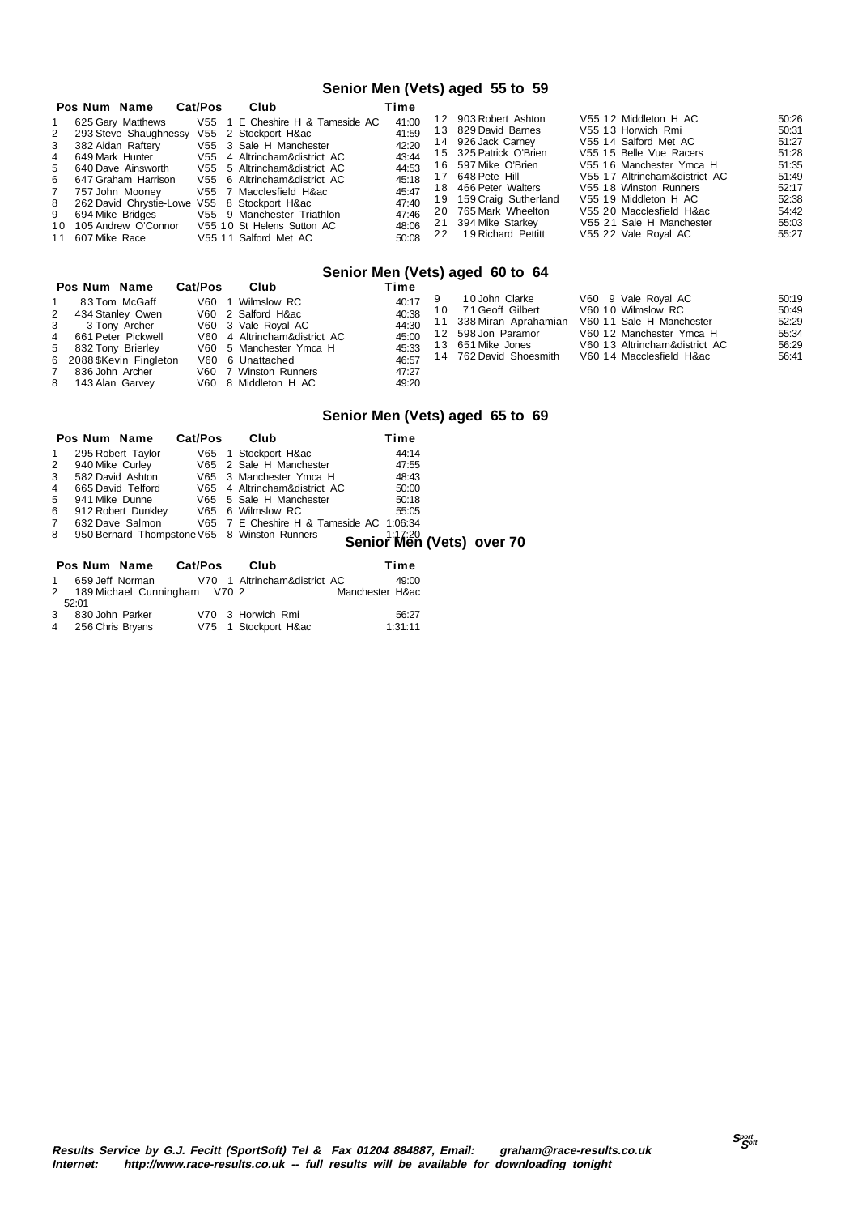## Senior Men (Vets) aged 55 to 59

| Pos | Num | Name | Cat/Pos | Club | Time |
|---|---|---|---|---|---|
| 1 | 625 | Gary Matthews | V55 1 | E Cheshire H & Tameside AC | 41:00 |
| 2 | 293 | Steve Shaughnessy | V55 2 | Stockport H&ac | 41:59 |
| 3 | 382 | Aidan Raftery | V55 3 | Sale H Manchester | 42:20 |
| 4 | 649 | Mark Hunter | V55 4 | Altrincham&district AC | 43:44 |
| 5 | 640 | Dave Ainsworth | V55 5 | Altrincham&district AC | 44:53 |
| 6 | 647 | Graham Harrison | V55 6 | Altrincham&district AC | 45:18 |
| 7 | 757 | John Mooney | V55 7 | Macclesfield H&ac | 45:47 |
| 8 | 262 | David Chrystie-Lowe | V55 8 | Stockport H&ac | 47:40 |
| 9 | 694 | Mike Bridges | V55 9 | Manchester Triathlon | 47:46 |
| 10 | 105 | Andrew O'Connor | V55 10 | St Helens Sutton AC | 48:06 |
| 11 | 607 | Mike Race | V55 11 | Salford Met AC | 50:08 |
| 12 | 903 | Robert Ashton | V55 12 | Middleton H AC | 50:26 |
| 13 | 829 | David Barnes | V55 13 | Horwich Rmi | 50:31 |
| 14 | 926 | Jack Carney | V55 14 | Salford Met AC | 51:27 |
| 15 | 325 | Patrick O'Brien | V55 15 | Belle Vue Racers | 51:28 |
| 16 | 597 | Mike O'Brien | V55 16 | Manchester Ymca H | 51:35 |
| 17 | 648 | Pete Hill | V55 17 | Altrincham&district AC | 51:49 |
| 18 | 466 | Peter Walters | V55 18 | Winston Runners | 52:17 |
| 19 | 159 | Craig Sutherland | V55 19 | Middleton H AC | 52:38 |
| 20 | 765 | Mark Wheelton | V55 20 | Macclesfield H&ac | 54:42 |
| 21 | 394 | Mike Starkey | V55 21 | Sale H Manchester | 55:03 |
| 22 | 19 | Richard Pettitt | V55 22 | Vale Royal AC | 55:27 |

## Senior Men (Vets) aged 60 to 64

| Pos | Num | Name | Cat/Pos | Club | Time |
|---|---|---|---|---|---|
| 1 | 83 | Tom McGaff | V60 1 | Wilmslow RC | 40:17 |
| 2 | 434 | Stanley Owen | V60 2 | Salford H&ac | 40:38 |
| 3 | 3 | Tony Archer | V60 3 | Vale Royal AC | 44:30 |
| 4 | 661 | Peter Pickwell | V60 4 | Altrincham&district AC | 45:00 |
| 5 | 832 | Tony Brierley | V60 5 | Manchester Ymca H | 45:33 |
| 6 | 2088 | $Kevin Fingleton | V60 6 | Unattached | 46:57 |
| 7 | 836 | John Archer | V60 7 | Winston Runners | 47:27 |
| 8 | 143 | Alan Garvey | V60 8 | Middleton H AC | 49:20 |
| 9 | 10 | John Clarke | V60 9 | Vale Royal AC | 50:19 |
| 10 | 71 | Geoff Gilbert | V60 10 | Wilmslow RC | 50:49 |
| 11 | 338 | Miran Aprahamian | V60 11 | Sale H Manchester | 52:29 |
| 12 | 598 | Jon Paramor | V60 12 | Manchester Ymca H | 55:34 |
| 13 | 651 | Mike Jones | V60 13 | Altrincham&district AC | 56:29 |
| 14 | 762 | David Shoesmith | V60 14 | Macclesfield H&ac | 56:41 |

## Senior Men (Vets) aged 65 to 69

| Pos | Num | Name | Cat/Pos | Club | Time |
|---|---|---|---|---|---|
| 1 | 295 | Robert Taylor | V65 1 | Stockport H&ac | 44:14 |
| 2 | 940 | Mike Curley | V65 2 | Sale H Manchester | 47:55 |
| 3 | 582 | David Ashton | V65 3 | Manchester Ymca H | 48:43 |
| 4 | 665 | David Telford | V65 4 | Altrincham&district AC | 50:00 |
| 5 | 941 | Mike Dunne | V65 5 | Sale H Manchester | 50:18 |
| 6 | 912 | Robert Dunkley | V65 6 | Wilmslow RC | 55:05 |
| 7 | 632 | Dave Salmon | V65 7 | E Cheshire H & Tameside AC | 1:06:34 |
| 8 | 950 | Bernard Thompstone | V65 8 | Winston Runners | 1:17:20 |

## Senior Men (Vets) over 70

| Pos | Num | Name | Cat/Pos | Club | Time |
|---|---|---|---|---|---|
| 1 | 659 | Jeff Norman | V70 1 | Altrincham&district AC | 49:00 |
| 2 | 189 | Michael Cunningham | V70 2 | Manchester H&ac | 52:01 |
| 3 | 830 | John Parker | V70 3 | Horwich Rmi | 56:27 |
| 4 | 256 | Chris Bryans | V75 1 | Stockport H&ac | 1:31:11 |

***Results Service by G.J. Fecitt (SportSoft) Tel & Fax 01204 884887, Email: graham@race-results.co.uk***
***Internet: http://www.race-results.co.uk -- full results will be available for downloading tonight***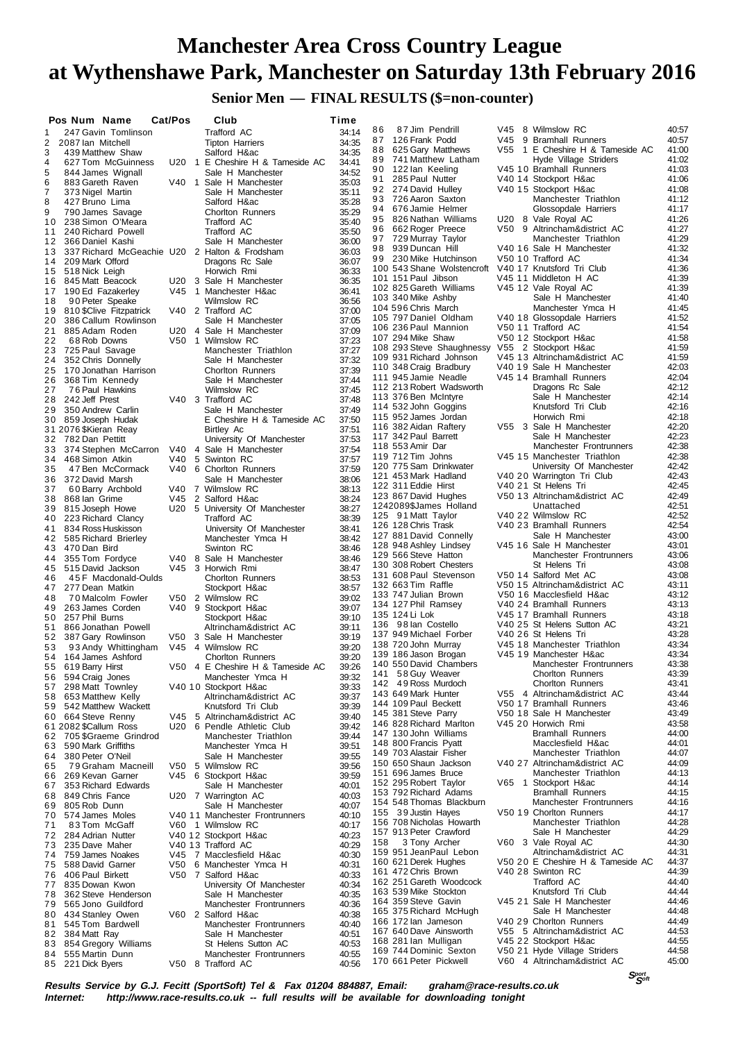# Manchester Area Cross Country League at Wythenshawe Park, Manchester on Saturday 13th February 2016

## Senior Men — FINAL RESULTS ($=non-counter)

| Pos | Num | Name | Cat/Pos | Club | Time |
|---|---|---|---|---|---|
| 1 | 247 | Gavin Tomlinson | | Trafford AC | 34:14 |
| 2 | 2087 | Ian Mitchell | | Tipton Harriers | 34:35 |
| 3 | 439 | Matthew Shaw | | Salford H&ac | 34:35 |
| 4 | 627 | Tom McGuinness | U20 1 | E Cheshire H & Tameside AC | 34:41 |
| 5 | 844 | James Wignall | | Sale H Manchester | 34:52 |
| 6 | 883 | Gareth Raven | V40 1 | Sale H Manchester | 35:03 |
| 7 | 373 | Nigel Martin | | Sale H Manchester | 35:11 |
| 8 | 427 | Bruno Lima | | Salford H&ac | 35:28 |
| 9 | 790 | James Savage | | Chorlton Runners | 35:29 |
| 10 | 238 | Simon O'Meara | | Trafford AC | 35:40 |
| 11 | 240 | Richard Powell | | Trafford AC | 35:50 |
| 12 | 366 | Daniel Kashi | | Sale H Manchester | 36:00 |
| 13 | 337 | Richard McGeachie | U20 2 | Halton & Frodsham | 36:03 |
| 14 | 209 | Mark Offord | | Dragons Rc Sale | 36:07 |
| 15 | 518 | Nick Leigh | | Horwich Rmi | 36:33 |
| 16 | 845 | Matt Beacock | U20 3 | Sale H Manchester | 36:35 |
| 17 | 190 | Ed Fazakerley | V45 1 | Manchester H&ac | 36:41 |
| 18 | 90 | Peter Speake | | Wilmslow RC | 36:56 |
| 19 | 810 | $Clive Fitzpatrick | V40 2 | Trafford AC | 37:00 |
| 20 | 386 | Callum Rowlinson | | Sale H Manchester | 37:05 |
| 21 | 885 | Adam Roden | U20 4 | Sale H Manchester | 37:09 |
| 22 | 68 | Rob Downs | V50 1 | Wilmslow RC | 37:23 |
| 23 | 725 | Paul Savage | | Manchester Triathlon | 37:27 |
| 24 | 352 | Chris Donnelly | | Sale H Manchester | 37:32 |
| 25 | 170 | Jonathan Harrison | | Chorlton Runners | 37:39 |
| 26 | 368 | Tim Kennedy | | Sale H Manchester | 37:44 |
| 27 | 76 | Paul Hawkins | | Wilmslow RC | 37:45 |
| 28 | 242 | Jeff Prest | V40 3 | Trafford AC | 37:48 |
| 29 | 350 | Andrew Carlin | | Sale H Manchester | 37:49 |
| 30 | 859 | Joseph Hudak | | E Cheshire H & Tameside AC | 37:50 |
| 31 | 2076 | $Kieran Reay | | Birtley Ac | 37:51 |
| 32 | 782 | Dan Pettitt | | University Of Manchester | 37:53 |
| 33 | 374 | Stephen McCarron | V40 4 | Sale H Manchester | 37:54 |
| 34 | 468 | Simon Atkin | V40 5 | Swinton RC | 37:57 |
| 35 | 47 | Ben McCormack | V40 6 | Chorlton Runners | 37:59 |
| 36 | 372 | David Marsh | | Sale H Manchester | 38:06 |
| 37 | 60 | Barry Archbold | V40 7 | Wilmslow RC | 38:13 |
| 38 | 868 | Ian Grime | V45 2 | Salford H&ac | 38:24 |
| 39 | 815 | Joseph Howe | U20 5 | University Of Manchester | 38:27 |
| 40 | 223 | Richard Clancy | | Trafford AC | 38:39 |
| 41 | 834 | Ross Huskisson | | University Of Manchester | 38:41 |
| 42 | 585 | Richard Brierley | | Manchester Ymca H | 38:42 |
| 43 | 470 | Dan Bird | | Swinton RC | 38:46 |
| 44 | 355 | Tom Fordyce | V40 8 | Sale H Manchester | 38:46 |
| 45 | 515 | David Jackson | V45 3 | Horwich Rmi | 38:47 |
| 46 | 45 | F Macdonald-Oulds | | Chorlton Runners | 38:53 |
| 47 | 277 | Dean Matkin | | Stockport H&ac | 38:57 |
| 48 | 70 | Malcolm Fowler | V50 2 | Wilmslow RC | 39:02 |
| 49 | 263 | James Corden | V40 9 | Stockport H&ac | 39:07 |
| 50 | 257 | Phil Burns | | Stockport H&ac | 39:10 |
| 51 | 866 | Jonathan Powell | | Altrincham&district AC | 39:11 |
| 52 | 387 | Gary Rowlinson | V50 3 | Sale H Manchester | 39:19 |
| 53 | 93 | Andy Whittingham | V45 4 | Wilmslow RC | 39:20 |
| 54 | 164 | James Ashford | | Chorlton Runners | 39:20 |
| 55 | 619 | Barry Hirst | V50 4 | E Cheshire H & Tameside AC | 39:26 |
| 56 | 594 | Craig Jones | | Manchester Ymca H | 39:32 |
| 57 | 298 | Matt Townley | V40 10 | Stockport H&ac | 39:33 |
| 58 | 653 | Matthew Kelly | | Altrincham&district AC | 39:37 |
| 59 | 542 | Matthew Wackett | | Knutsford Tri Club | 39:39 |
| 60 | 664 | Steve Renny | V45 5 | Altrincham&district AC | 39:40 |
| 61 | 2082 | $Callum Ross | U20 6 | Pendle Athletic Club | 39:42 |
| 62 | 705 | $Graeme Grindrod | | Manchester Triathlon | 39:44 |
| 63 | 590 | Mark Griffiths | | Manchester Ymca H | 39:51 |
| 64 | 380 | Peter O'Neil | | Sale H Manchester | 39:55 |
| 65 | 79 | Graham Macneill | V50 5 | Wilmslow RC | 39:56 |
| 66 | 269 | Kevan Garner | V45 6 | Stockport H&ac | 39:59 |
| 67 | 353 | Richard Edwards | | Sale H Manchester | 40:01 |
| 68 | 849 | Chris Fance | U20 7 | Warrington AC | 40:03 |
| 69 | 805 | Rob Dunn | | Sale H Manchester | 40:07 |
| 70 | 574 | James Moles | V40 11 | Manchester Frontrunners | 40:10 |
| 71 | 83 | Tom McGaff | V60 1 | Wilmslow RC | 40:17 |
| 72 | 284 | Adrian Nutter | V40 12 | Stockport H&ac | 40:23 |
| 73 | 235 | Dave Maher | V40 13 | Trafford AC | 40:29 |
| 74 | 759 | James Noakes | V45 7 | Macclesfield H&ac | 40:30 |
| 75 | 588 | David Garner | V50 6 | Manchester Ymca H | 40:31 |
| 76 | 406 | Paul Birkett | V50 7 | Salford H&ac | 40:33 |
| 77 | 835 | Dowan Kwon | | University Of Manchester | 40:34 |
| 78 | 362 | Steve Henderson | | Sale H Manchester | 40:35 |
| 79 | 565 | Jono Guildford | | Manchester Frontrunners | 40:36 |
| 80 | 434 | Stanley Owen | V60 2 | Salford H&ac | 40:38 |
| 81 | 545 | Tom Bardwell | | Manchester Frontrunners | 40:40 |
| 82 | 384 | Matt Ray | | Sale H Manchester | 40:51 |
| 83 | 854 | Gregory Williams | | St Helens Sutton AC | 40:53 |
| 84 | 555 | Martin Dunn | | Manchester Frontrunners | 40:55 |
| 85 | 221 | Dick Byers | V50 8 | Trafford AC | 40:56 |
| 86 | 87 | Jim Pendrill | V45 8 | Wilmslow RC | 40:57 |
| 87 | 126 | Frank Podd | V45 9 | Bramhall Runners | 40:57 |
| 88 | 625 | Gary Matthews | V55 1 | E Cheshire H & Tameside AC | 41:00 |
| 89 | 741 | Matthew Latham | | Hyde Village Striders | 41:02 |
| 90 | 122 | Ian Keeling | V45 10 | Bramhall Runners | 41:03 |
| 91 | 285 | Paul Nutter | V40 14 | Stockport H&ac | 41:06 |
| 92 | 274 | David Hulley | V40 15 | Stockport H&ac | 41:08 |
| 93 | 726 | Aaron Saxton | | Manchester Triathlon | 41:12 |
| 94 | 676 | Jamie Helmer | | Glossopdale Harriers | 41:17 |
| 95 | 826 | Nathan Williams | U20 8 | Vale Royal AC | 41:26 |
| 96 | 662 | Roger Preece | V50 9 | Altrincham&district AC | 41:27 |
| 97 | 729 | Murray Taylor | | Manchester Triathlon | 41:29 |
| 98 | 939 | Duncan Hill | V40 16 | Sale H Manchester | 41:32 |
| 99 | 230 | Mike Hutchinson | V50 10 | Trafford AC | 41:34 |
| 100 | 543 | Shane Wolstencroft | V40 17 | Knutsford Tri Club | 41:36 |
| 101 | 151 | Paul Jibson | V45 11 | Middleton H AC | 41:39 |
| 102 | 825 | Gareth Williams | V45 12 | Vale Royal AC | 41:39 |
| 103 | 340 | Mike Ashby | | Sale H Manchester | 41:40 |
| 104 | 596 | Chris March | | Manchester Ymca H | 41:45 |
| 105 | 797 | Daniel Oldham | V40 18 | Glossopdale Harriers | 41:52 |
| 106 | 236 | Paul Mannion | V50 11 | Trafford AC | 41:54 |
| 107 | 294 | Mike Shaw | V50 12 | Stockport H&ac | 41:58 |
| 108 | 293 | Steve Shaughnessy | V55 2 | Stockport H&ac | 41:59 |
| 109 | 931 | Richard Johnson | V45 13 | Altrincham&district AC | 41:59 |
| 110 | 348 | Craig Bradbury | V40 19 | Sale H Manchester | 42:03 |
| 111 | 945 | Jamie Neadle | V45 14 | Bramhall Runners | 42:04 |
| 112 | 213 | Robert Wadsworth | | Dragons Rc Sale | 42:12 |
| 113 | 376 | Ben McIntyre | | Sale H Manchester | 42:14 |
| 114 | 532 | John Goggins | | Knutsford Tri Club | 42:16 |
| 115 | 952 | James Jordan | | Horwich Rmi | 42:18 |
| 116 | 382 | Aidan Raftery | V55 3 | Sale H Manchester | 42:20 |
| 117 | 342 | Paul Barrett | | Sale H Manchester | 42:23 |
| 118 | 553 | Amir Dar | | Manchester Frontrunners | 42:38 |
| 119 | 712 | Tim Johns | V45 15 | Manchester Triathlon | 42:38 |
| 120 | 775 | Sam Drinkwater | | University Of Manchester | 42:42 |
| 121 | 453 | Mark Hadland | V40 20 | Warrington Tri Club | 42:43 |
| 122 | 311 | Eddie Hirst | V40 21 | St Helens Tri | 42:45 |
| 123 | 867 | David Hughes | V50 13 | Altrincham&district AC | 42:49 |
| 124 | 2089 | $James Holland | | Unattached | 42:51 |
| 125 | 91 | Matt Taylor | V40 22 | Wilmslow RC | 42:52 |
| 126 | 128 | Chris Trask | V40 23 | Bramhall Runners | 42:54 |
| 127 | 881 | David Connelly | | Sale H Manchester | 43:00 |
| 128 | 948 | Ashley Lindsey | V45 16 | Sale H Manchester | 43:01 |
| 129 | 566 | Steve Hatton | | Manchester Frontrunners | 43:06 |
| 130 | 308 | Robert Chesters | | St Helens Tri | 43:08 |
| 131 | 608 | Paul Stevenson | V50 14 | Salford Met AC | 43:08 |
| 132 | 663 | Tim Raffle | V50 15 | Altrincham&district AC | 43:11 |
| 133 | 747 | Julian Brown | V50 16 | Macclesfield H&ac | 43:12 |
| 134 | 127 | Phil Ramsey | V40 24 | Bramhall Runners | 43:13 |
| 135 | 124 | Li Lok | V45 17 | Bramhall Runners | 43:18 |
| 136 | 98 | Ian Costello | V40 25 | St Helens Sutton AC | 43:21 |
| 137 | 949 | Michael Forber | V40 26 | St Helens Tri | 43:28 |
| 138 | 720 | John Murray | V45 18 | Manchester Triathlon | 43:34 |
| 139 | 186 | Jason Brogan | V45 19 | Manchester H&ac | 43:34 |
| 140 | 550 | David Chambers | | Manchester Frontrunners | 43:38 |
| 141 | 58 | Guy Weaver | | Chorlton Runners | 43:39 |
| 142 | 49 | Ross Murdoch | | Chorlton Runners | 43:41 |
| 143 | 649 | Mark Hunter | V55 4 | Altrincham&district AC | 43:44 |
| 144 | 109 | Paul Beckett | V50 17 | Bramhall Runners | 43:46 |
| 145 | 381 | Steve Parry | V50 18 | Sale H Manchester | 43:49 |
| 146 | 828 | Richard Marlton | V45 20 | Horwich Rmi | 43:58 |
| 147 | 130 | John Williams | | Bramhall Runners | 44:00 |
| 148 | 800 | Francis Pyatt | | Macclesfield H&ac | 44:01 |
| 149 | 703 | Alastair Fisher | | Manchester Triathlon | 44:07 |
| 150 | 650 | Shaun Jackson | V40 27 | Altrincham&district AC | 44:09 |
| 151 | 696 | James Bruce | | Manchester Triathlon | 44:13 |
| 152 | 295 | Robert Taylor | V65 1 | Stockport H&ac | 44:14 |
| 153 | 792 | Richard Adams | | Bramhall Runners | 44:15 |
| 154 | 548 | Thomas Blackburn | | Manchester Frontrunners | 44:16 |
| 155 | 39 | Justin Hayes | V50 19 | Chorlton Runners | 44:17 |
| 156 | 708 | Nicholas Howarth | | Manchester Triathlon | 44:28 |
| 157 | 913 | Peter Crawford | | Sale H Manchester | 44:29 |
| 158 | 3 | Tony Archer | V60 3 | Vale Royal AC | 44:30 |
| 159 | 951 | JeanPaul Lebon | | Altrincham&district AC | 44:31 |
| 160 | 621 | Derek Hughes | V50 20 | E Cheshire H & Tameside AC | 44:37 |
| 161 | 472 | Chris Brown | V40 28 | Swinton RC | 44:39 |
| 162 | 251 | Gareth Woodcock | | Trafford AC | 44:40 |
| 163 | 539 | Mike Stockton | | Knutsford Tri Club | 44:44 |
| 164 | 359 | Steve Gavin | V45 21 | Sale H Manchester | 44:46 |
| 165 | 375 | Richard McHugh | | Sale H Manchester | 44:48 |
| 166 | 172 | Ian Jameson | V40 29 | Chorlton Runners | 44:49 |
| 167 | 640 | Dave Ainsworth | V55 5 | Altrincham&district AC | 44:53 |
| 168 | 281 | Ian Mulligan | V45 22 | Stockport H&ac | 44:55 |
| 169 | 744 | Dominic Sexton | V50 21 | Hyde Village Striders | 44:58 |
| 170 | 661 | Peter Pickwell | V60 4 | Altrincham&district AC | 45:00 |

**Results Service by G.J. Fecitt (SportSoft) Tel & Fax 01204 884887, Email: graham@race-results.co.uk**
**Internet: http://www.race-results.co.uk -- full results will be available for downloading tonight**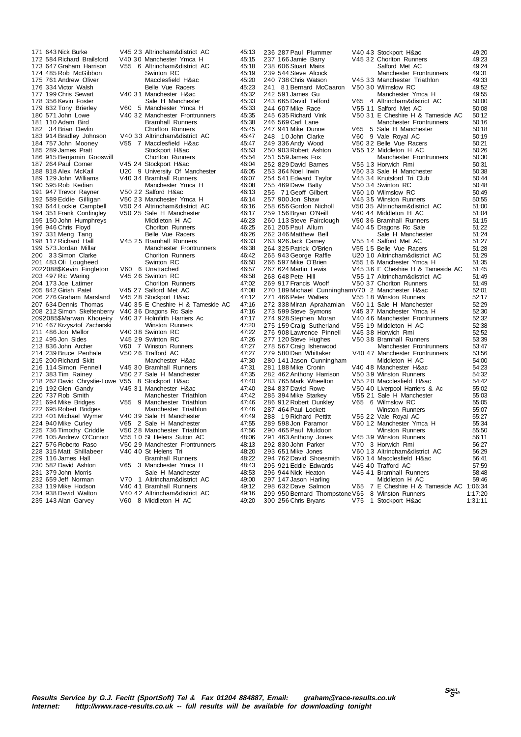| Pos | No | Name | Cat | Club | Time |
|---|---|---|---|---|---|
| 171 | 643 | Nick Burke | V45 23 | Altrincham&district AC | 45:13 |
| 172 | 584 | Richard Brailsford | V40 30 | Manchester Ymca H | 45:15 |
| 173 | 647 | Graham Harrison | V55 6 | Altrincham&district AC | 45:18 |
| 174 | 485 | Rob McGibbon | | Swinton RC | 45:19 |
| 175 | 761 | Andrew Oliver | | Macclesfield H&ac | 45:20 |
| 176 | 334 | Victor Walsh | | Belle Vue Racers | 45:23 |
| 177 | 199 | Chris Sewart | V40 31 | Manchester H&ac | 45:32 |
| 178 | 356 | Kevin Foster | | Sale H Manchester | 45:33 |
| 179 | 832 | Tony Brierley | V60 5 | Manchester Ymca H | 45:33 |
| 180 | 571 | John Lowe | V40 32 | Manchester Frontrunners | 45:35 |
| 181 | 110 | Adam Bird | | Bramhall Runners | 45:38 |
| 182 | 34 | Brian Devlin | | Chorlton Runners | 45:45 |
| 183 | 914 | Bradley Johnson | V40 33 | Altrincham&district AC | 45:47 |
| 184 | 757 | John Mooney | V55 7 | Macclesfield H&ac | 45:47 |
| 185 | 289 | James Pratt | | Stockport H&ac | 45:53 |
| 186 | 915 | Benjamin Gooswill | | Chorlton Runners | 45:54 |
| 187 | 264 | Paul Corner | V45 24 | Stockport H&ac | 46:04 |
| 188 | 818 | Alex McKail | U20 9 | University Of Manchester | 46:05 |
| 189 | 129 | John Williams | V40 34 | Bramhall Runners | 46:07 |
| 190 | 595 | Rob Kedian | | Manchester Ymca H | 46:08 |
| 191 | 947 | Trevor Rayner | V50 22 | Salford H&ac | 46:13 |
| 192 | 589 | Eddie Gilligan | V50 23 | Manchester Ymca H | 46:14 |
| 193 | 644 | Lockie Campbell | V50 24 | Altrincham&district AC | 46:16 |
| 194 | 351 | Frank Cordingley | V50 25 | Sale H Manchester | 46:17 |
| 195 | 150 | John Humphreys | | Middleton H AC | 46:23 |
| 196 | 946 | Chris Floyd | | Chorlton Runners | 46:25 |
| 197 | 331 | Meng Tang | | Belle Vue Racers | 46:26 |
| 198 | 117 | Richard Hall | V45 25 | Bramhall Runners | 46:33 |
| 199 | 573 | Jordan Millar | | Manchester Frontrunners | 46:38 |
| 200 | 33 | Simon Clarke | | Chorlton Runners | 46:42 |
| 201 | 483 | Oli Lougheed | | Swinton RC | 46:50 |
| 202 | 2088$ | Kevin Fingleton | V60 6 | Unattached | 46:57 |
| 203 | 497 | Ric Waring | V45 26 | Swinton RC | 46:58 |
| 204 | 173 | Joe Latimer | | Chorlton Runners | 47:02 |
| 205 | 842 | Girish Patel | V45 27 | Salford Met AC | 47:08 |
| 206 | 276 | Graham Marsland | V45 28 | Stockport H&ac | 47:12 |
| 207 | 634 | Dennis Thomas | V40 35 | E Cheshire H & Tameside AC | 47:16 |
| 208 | 212 | Simon Skeltenberry | V40 36 | Dragons Rc Sale | 47:16 |
| 209 | 2085$ | Marwan Khoueiry | V40 37 | Holmfirth Harriers Ac | 47:17 |
| 210 | 467 | Krzysztof Zacharski | | Winston Runners | 47:20 |
| 211 | 486 | Jon Mellor | V40 38 | Swinton RC | 47:22 |
| 212 | 495 | Jon Sides | V45 29 | Swinton RC | 47:26 |
| 213 | 836 | John Archer | V60 7 | Winston Runners | 47:27 |
| 214 | 239 | Bruce Penhale | V50 26 | Trafford AC | 47:27 |
| 215 | 200 | Richard Skitt | | Manchester H&ac | 47:30 |
| 216 | 114 | Simon Fennell | V45 30 | Bramhall Runners | 47:31 |
| 217 | 383 | Tim Rainey | V50 27 | Sale H Manchester | 47:35 |
| 218 | 262 | David Chrystie-Lowe | V55 8 | Stockport H&ac | 47:40 |
| 219 | 192 | Glen Gandy | V45 31 | Manchester H&ac | 47:40 |
| 220 | 737 | Rob Smith | | Manchester Triathlon | 47:42 |
| 221 | 694 | Mike Bridges | V55 9 | Manchester Triathlon | 47:46 |
| 222 | 695 | Robert Bridges | | Manchester Triathlon | 47:46 |
| 223 | 401 | Michael Wymer | V40 39 | Sale H Manchester | 47:49 |
| 224 | 940 | Mike Curley | V65 2 | Sale H Manchester | 47:55 |
| 225 | 736 | Timothy Criddle | V50 28 | Manchester Triathlon | 47:56 |
| 226 | 105 | Andrew O'Connor | V55 10 | St Helens Sutton AC | 48:06 |
| 227 | 576 | Roberto Raso | V50 29 | Manchester Frontrunners | 48:13 |
| 228 | 315 | Matt Shillabeer | V40 40 | St Helens Tri | 48:20 |
| 229 | 116 | James Hall | | Bramhall Runners | 48:22 |
| 230 | 582 | David Ashton | V65 3 | Manchester Ymca H | 48:43 |
| 231 | 379 | John Morris | | Sale H Manchester | 48:53 |
| 232 | 659 | Jeff Norman | V70 1 | Altrincham&district AC | 49:00 |
| 233 | 119 | Mike Hodson | V40 41 | Bramhall Runners | 49:12 |
| 234 | 938 | David Walton | V40 42 | Altrincham&district AC | 49:16 |
| 235 | 143 | Alan Garvey | V60 8 | Middleton H AC | 49:20 |
| 236 | 287 | Paul Plummer | V40 43 | Stockport H&ac | 49:20 |
| 237 | 166 | Jamie Barry | V45 32 | Chorlton Runners | 49:23 |
| 238 | 606 | Stuart Mairs | | Salford Met AC | 49:24 |
| 239 | 544 | Steve Alcock | | Manchester Frontrunners | 49:31 |
| 240 | 738 | Chris Watson | V45 33 | Manchester Triathlon | 49:33 |
| 241 | 81 | Bernard McCaaron | V50 30 | Wilmslow RC | 49:52 |
| 242 | 591 | James Gu | | Manchester Ymca H | 49:55 |
| 243 | 665 | David Telford | V65 4 | Altrincham&district AC | 50:00 |
| 244 | 607 | Mike Race | V55 11 | Salford Met AC | 50:08 |
| 245 | 635 | Richard Vink | V50 31 | E Cheshire H & Tameside AC | 50:12 |
| 246 | 569 | Carl Lane | | Manchester Frontrunners | 50:16 |
| 247 | 941 | Mike Dunne | V65 5 | Sale H Manchester | 50:18 |
| 248 | 10 | John Clarke | V60 9 | Vale Royal AC | 50:19 |
| 249 | 336 | Andy Wood | V50 32 | Belle Vue Racers | 50:21 |
| 250 | 903 | Robert Ashton | V55 12 | Middleton H AC | 50:26 |
| 251 | 559 | James Fox | | Manchester Frontrunners | 50:30 |
| 252 | 829 | David Barnes | V55 13 | Horwich Rmi | 50:31 |
| 253 | 364 | Noel Irwin | V50 33 | Sale H Manchester | 50:38 |
| 254 | 541 | Edward Taylor | V45 34 | Knutsford Tri Club | 50:44 |
| 255 | 469 | Dave Batty | V50 34 | Swinton RC | 50:48 |
| 256 | 71 | Geoff Gilbert | V60 10 | Wilmslow RC | 50:49 |
| 257 | 900 | Jon Shaw | V45 35 | Winston Runners | 50:55 |
| 258 | 656 | Gordon Nicholl | V50 35 | Altrincham&district AC | 51:00 |
| 259 | 156 | Bryan O'Neill | V40 44 | Middleton H AC | 51:04 |
| 260 | 113 | Steve Fairclough | V50 36 | Bramhall Runners | 51:15 |
| 261 | 205 | Paul Allum | V40 45 | Dragons Rc Sale | 51:22 |
| 262 | 346 | Matthew Bell | | Sale H Manchester | 51:24 |
| 263 | 926 | Jack Carney | V55 14 | Salford Met AC | 51:27 |
| 264 | 325 | Patrick O'Brien | V55 15 | Belle Vue Racers | 51:28 |
| 265 | 943 | George Raffle | U20 10 | Altrincham&district AC | 51:29 |
| 266 | 597 | Mike O'Brien | V55 16 | Manchester Ymca H | 51:35 |
| 267 | 624 | Martin Lewis | V45 36 | E Cheshire H & Tameside AC | 51:45 |
| 268 | 648 | Pete Hill | V55 17 | Altrincham&district AC | 51:49 |
| 269 | 917 | Francis Wooff | V50 37 | Chorlton Runners | 51:49 |
| 270 | 189 | Michael Cunningham | V70 2 | Manchester H&ac | 52:01 |
| 271 | 466 | Peter Walters | V55 18 | Winston Runners | 52:17 |
| 272 | 338 | Miran Aprahamian | V60 11 | Sale H Manchester | 52:29 |
| 273 | 599 | Steve Symons | V45 37 | Manchester Ymca H | 52:30 |
| 274 | 928 | Stephen Moran | V40 46 | Manchester Frontrunners | 52:32 |
| 275 | 159 | Craig Sutherland | V55 19 | Middleton H AC | 52:38 |
| 276 | 908 | Lawrence Pinnell | V45 38 | Horwich Rmi | 52:52 |
| 277 | 120 | Steve Hughes | V50 38 | Bramhall Runners | 53:39 |
| 278 | 567 | Craig Isherwood | | Manchester Frontrunners | 53:47 |
| 279 | 580 | Dan Whittaker | V40 47 | Manchester Frontrunners | 53:56 |
| 280 | 141 | Jason Cunningham | | Middleton H AC | 54:00 |
| 281 | 188 | Mike Cronin | V40 48 | Manchester H&ac | 54:23 |
| 282 | 462 | Anthony Harrison | V50 39 | Winston Runners | 54:32 |
| 283 | 765 | Mark Wheelton | V55 20 | Macclesfield H&ac | 54:42 |
| 284 | 837 | David Rowe | V50 40 | Liverpool Harriers & Ac | 55:02 |
| 285 | 394 | Mike Starkey | V55 21 | Sale H Manchester | 55:03 |
| 286 | 912 | Robert Dunkley | V65 6 | Wilmslow RC | 55:05 |
| 287 | 464 | Paul Lockett | | Winston Runners | 55:07 |
| 288 | 19 | Richard Pettitt | V55 22 | Vale Royal AC | 55:27 |
| 289 | 598 | Jon Paramor | V60 12 | Manchester Ymca H | 55:34 |
| 290 | 465 | Paul Muldoon | | Winston Runners | 55:50 |
| 291 | 463 | Anthony Jones | V45 39 | Winston Runners | 56:11 |
| 292 | 830 | John Parker | V70 3 | Horwich Rmi | 56:27 |
| 293 | 651 | Mike Jones | V60 13 | Altrincham&district AC | 56:29 |
| 294 | 762 | David Shoesmith | V60 14 | Macclesfield H&ac | 56:41 |
| 295 | 921 | Eddie Edwards | V45 40 | Trafford AC | 57:59 |
| 296 | 944 | Nick Heaton | V45 41 | Bramhall Runners | 58:48 |
| 297 | 147 | Jason Harling | | Middleton H AC | 59:46 |
| 298 | 632 | Dave Salmon | V65 7 | E Cheshire H & Tameside AC | 1:06:34 |
| 299 | 950 | Bernard Thompstone | V65 8 | Winston Runners | 1:17:20 |
| 300 | 256 | Chris Bryans | V75 1 | Stockport H&ac | 1:31:11 |

***Results Service by G.J. Fecitt (SportSoft) Tel & Fax 01204 884887, Email: graham@race-results.co.uk***
***Internet: http://www.race-results.co.uk -- full results will be available for downloading tonight***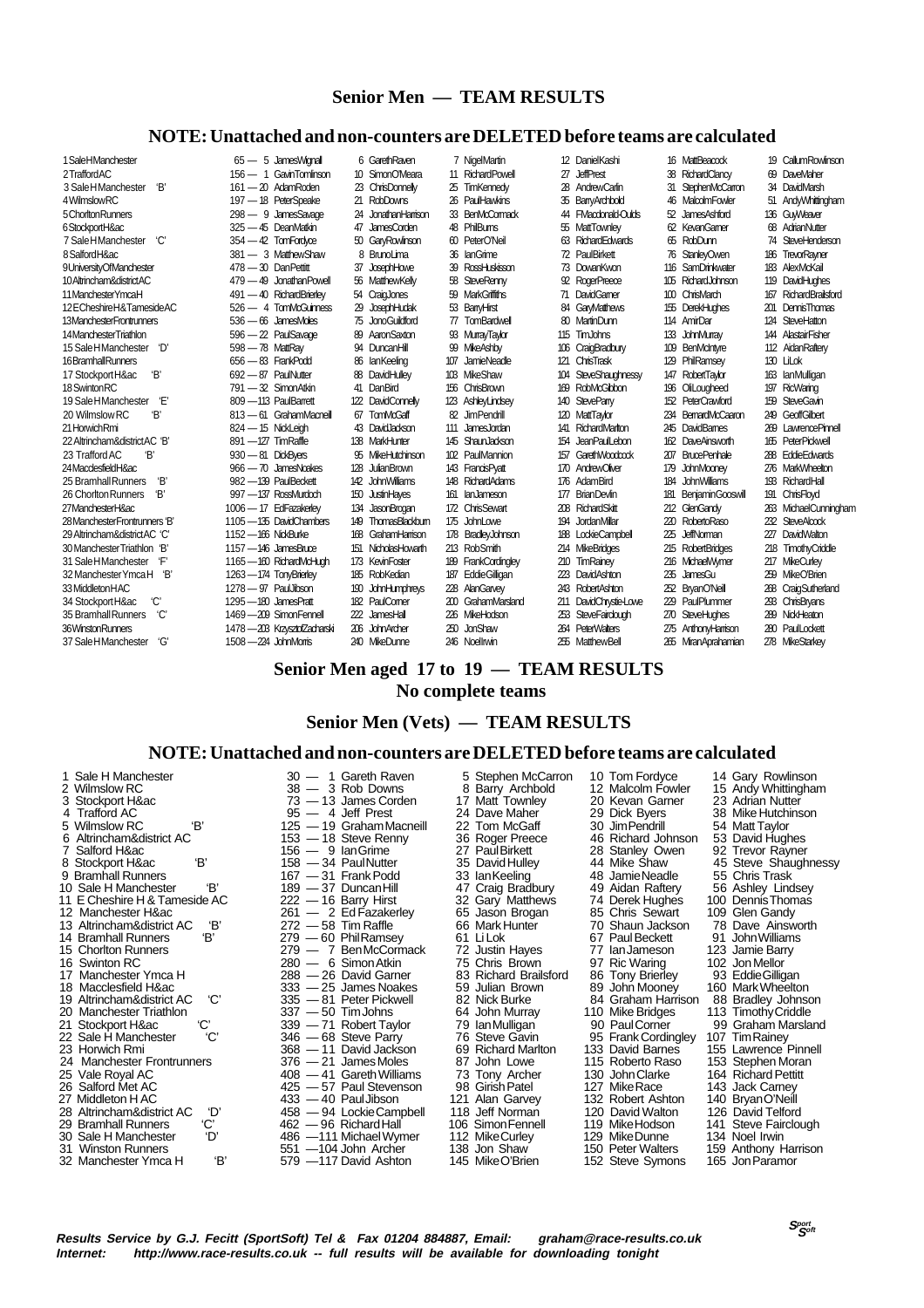## Senior Men — TEAM RESULTS

### NOTE: Unattached and non-counters are DELETED before teams are calculated

| | | | | | | | |
|---|---|---|---|---|---|---|---|
| 1 Sale H Manchester | 65 — 5 James Wignall | 6 Gareth Raven | 7 Nigel Martin | 12 Daniel Kashi | 16 Matt Beacock | 19 Callum Rowlinson |
| 2 Trafford AC | 156 — 1 Gavin Tomlinson | 10 Simon O'Meara | 11 Richard Powell | 27 Jeff Prest | 38 Richard Clancy | 69 Dave Maher |
| 3 Sale H Manchester 'B' | 161 — 20 Adam Roden | 23 Chris Donnelly | 25 Tim Kennedy | 28 Andrew Carlin | 31 Stephen McCarron | 34 David Marsh |
| 4 Wilmslow RC | 197 — 18 Peter Speake | 21 Rob Downs | 26 Paul Hawkins | 35 Barry Archbold | 46 Malcolm Fowler | 51 Andy Whittingham |
| 5 Chorlton Runners | 298 — 9 James Savage | 24 Jonathan Harrison | 33 Ben McCormack | 44 FMacdonald-Oulds | 52 James Ashford | 136 Guy Weaver |
| 6 Stockport H&ac | 325 — 45 Dean Matkin | 47 James Corden | 48 Phil Burns | 55 Matt Townley | 62 Kevan Garner | 68 Adrian Nutter |
| 7 Sale H Manchester 'C' | 354 — 42 Tom Fordyce | 50 Gary Rowlinson | 60 Peter O'Neil | 63 Richard Edwards | 65 Rob Dunn | 74 Steve Henderson |
| 8 Salford H&ac | 381 — 3 Matthew Shaw | 8 Bruno Lima | 36 Ian Grime | 72 Paul Birkett | 76 Stanley Owen | 186 Trevor Rayner |
| 9 University Of Manchester | 478 — 49 Dan Pettitt | 37 Joseph Howe | 39 Ross Huskisson | 73 Dowan Kwon | 116 Sam Drinkwater | 183 Alex McKail |
| 10 Altrincham&district AC | 479 — 49 Jonathan Powell | 56 Matthew Kelly | 58 Steve Renny | 92 Roger Preece | 105 Richard Johnson | 119 David Hughes |
| 11 Manchester Ymca H | 491 — 40 Richard Brierley | 54 Craig Jones | 59 Mark Griffiths | 71 David Garner | 100 Chris March | 167 Richard Brailsford |
| 12 E Cheshire H & Tameside AC | 526 — 4 Tom McGuinness | 29 Joseph Hudak | 53 Barry Hirst | 84 Gary Matthews | 155 Derek Hughes | 201 Dennis Thomas |
| 13 Manchester Frontrunners | 536 — 66 James Moles | 75 Jono Guildford | 77 Tom Bardwell | 80 Martin Dunn | 114 Amir Dar | 124 Steve Hatton |
| 14 Manchester Triathlon | 596 — 22 Paul Savage | 89 Aaron Saxton | 93 Murray Taylor | 115 Tim Johns | 133 John Murray | 144 Alastair Fisher |
| 15 Sale H Manchester 'D' | 598 — 78 Matt Ray | 94 Duncan Hill | 99 Mike Ashby | 106 Craig Bradbury | 109 Ben McIntyre | 112 Aidan Raftery |
| 16 Bramhall Runners | 656 — 83 Frank Podd | 86 Ian Keeling | 107 Jamie Neadle | 121 Chris Trask | 129 Phil Ramsey | 130 Li Lok |
| 17 Stockport H&ac 'B' | 692 — 87 Paul Nutter | 88 David Hulley | 103 Mike Shaw | 104 Steve Shaughnessy | 147 Robert Taylor | 163 Ian Mulligan |
| 18 Swinton RC | 791 — 32 Simon Atkin | 41 Dan Bird | 156 Chris Brown | 169 Rob McGibbon | 196 Olli Lougheed | 197 Ric Waring |
| 19 Sale H Manchester 'E' | 809 — 113 Paul Barrett | 122 David Connelly | 123 Ashley Lindsey | 140 Steve Parry | 152 Peter Crawford | 159 Steve Gavin |
| 20 Wilmslow RC 'B' | 813 — 61 Graham Macneill | 67 Tom McGaff | 82 Jim Pendrill | 120 Matt Taylor | 234 Bernard McCaaron | 249 Geoff Gilbert |
| 21 Horwich Rmi | 824 — 15 Nick Leigh | 43 David Jackson | 111 James Jordan | 141 Richard Marlton | 245 David Barnes | 269 Lawrence Pinnell |
| 22 Altrincham&district AC 'B' | 891 — 127 Tim Raffle | 138 Mark Hunter | 145 Shaun Jackson | 154 Jean Paul Lebon | 162 Dave Ainsworth | 165 Peter Pickwell |
| 23 Trafford AC 'B' | 930 — 81 Dick Byers | 95 Mike Hutchinson | 102 Paul Mannion | 157 Gareth Woodcock | 207 Bruce Penhale | 288 Eddie Edwards |
| 24 Macclesfield H&ac | 966 — 70 James Noakes | 128 Julian Brown | 143 Francis Pyatt | 170 Andrew Oliver | 179 John Mooney | 276 Mark Wheelton |
| 25 Bramhall Runners 'B' | 982 — 139 Paul Beckett | 142 John Williams | 148 Richard Adams | 176 Adam Bird | 184 John Williams | 193 Richard Hall |
| 26 Chorlton Runners 'B' | 997 — 137 Ross Murdoch | 150 Justin Hayes | 161 Ian Jameson | 177 Brian Devlin | 181 Benjamin Gooswill | 191 Chris Floyd |
| 27 Manchester H&ac | 1006 — 17 Ed Fazakerley | 134 Jason Brogan | 172 Chris Sewart | 208 Richard Skitt | 212 Glen Gandy | 263 Michael Cunningham |
| 28 Manchester Frontrunners 'B' | 1105 — 135 David Chambers | 149 Thomas Blackburn | 175 John Lowe | 194 Jordan Millar | 220 Roberto Raso | 232 Steve Alcock |
| 29 Altrincham&district AC 'C' | 1152 — 166 Nick Burke | 168 Graham Harrison | 178 Bradley Johnson | 188 Lockie Campbell | 225 Jeff Norman | 227 David Walton |
| 30 Manchester Triathlon 'B' | 1157 — 146 James Bruce | 151 Nicholas Howarth | 213 Rob Smith | 214 Mike Bridges | 215 Robert Bridges | 218 Timothy Criddle |
| 31 Sale H Manchester 'F' | 1165 — 160 Richard McHugh | 173 Kevin Foster | 189 Frank Cordingley | 210 Tim Rainey | 216 Michael Wymer | 217 Mike Curley |
| 32 Manchester Ymca H 'B' | 1263 — 174 Tony Brierley | 185 Rob Kedian | 187 Eddie Gilligan | 223 David Ashton | 235 James Gu | 259 Mike O'Brien |
| 33 Middleton H AC | 1278 — 97 Paul Jibson | 190 John Humphreys | 228 Alan Garvey | 243 Robert Ashton | 252 Bryan O'Neill | 268 Craig Sutherland |
| 34 Stockport H&ac 'C' | 1295 — 180 James Pratt | 182 Paul Corner | 200 Graham Marsland | 211 David Chrystie-Lowe | 229 Paul Plummer | 293 Chris Bryans |
| 35 Bramhall Runners 'C' | 1469 — 209 Simon Fennell | 222 James Hall | 226 Mike Hodson | 253 Steve Fairclough | 270 Steve Hughes | 289 Nick Heaton |
| 36 Winston Runners | 1478 — 203 Krzysztof Zacharski | 206 John Archer | 250 Jon Shaw | 264 Peter Walters | 275 Anthony Harrison | 280 Paul Lockett |
| 37 Sale H Manchester 'G' | 1508 — 224 John Morris | 240 Mike Dunne | 246 Noel Irwin | 255 Matthew Bell | 265 Miran Aprahamian | 278 Mike Starkey |

## Senior Men aged 17 to 19 — TEAM RESULTS

**No complete teams**

## Senior Men (Vets) — TEAM RESULTS

### NOTE: Unattached and non-counters are DELETED before teams are calculated

| | | | | | |
|---|---|---|---|---|---|
| 1 Sale H Manchester | 30 — 1 Gareth Raven | 5 Stephen McCarron | 10 Tom Fordyce | 14 Gary Rowlinson |
| 2 Wilmslow RC | 38 — 3 Rob Downs | 8 Barry Archbold | 12 Malcolm Fowler | 15 Andy Whittingham |
| 3 Stockport H&ac | 73 — 13 James Corden | 17 Matt Townley | 20 Kevan Garner | 23 Adrian Nutter |
| 4 Trafford AC | 95 — 4 Jeff Prest | 24 Dave Maher | 29 Dick Byers | 38 Mike Hutchinson |
| 5 Wilmslow RC 'B' | 125 — 19 Graham Macneill | 22 Tom McGaff | 30 Jim Pendrill | 54 Matt Taylor |
| 6 Altrincham&district AC | 153 — 18 Steve Renny | 36 Roger Preece | 46 Richard Johnson | 53 David Hughes |
| 7 Salford H&ac | 156 — 9 Ian Grime | 27 Paul Birkett | 28 Stanley Owen | 92 Trevor Rayner |
| 8 Stockport H&ac 'B' | 158 — 34 Paul Nutter | 35 David Hulley | 44 Mike Shaw | 45 Steve Shaughnessy |
| 9 Bramhall Runners | 167 — 31 Frank Podd | 33 Ian Keeling | 48 Jamie Neadle | 55 Chris Trask |
| 10 Sale H Manchester 'B' | 189 — 37 Duncan Hill | 47 Craig Bradbury | 49 Aidan Raftery | 56 Ashley Lindsey |
| 11 E Cheshire H & Tameside AC | 222 — 16 Barry Hirst | 32 Gary Matthews | 74 Derek Hughes | 100 Dennis Thomas |
| 12 Manchester H&ac | 261 — 2 Ed Fazakerley | 65 Jason Brogan | 85 Chris Sewart | 109 Glen Gandy |
| 13 Altrincham&district AC 'B' | 272 — 58 Tim Raffle | 66 Mark Hunter | 70 Shaun Jackson | 78 Dave Ainsworth |
| 14 Bramhall Runners 'B' | 279 — 60 Phil Ramsey | 61 Li Lok | 67 Paul Beckett | 91 John Williams |
| 15 Chorlton Runners | 279 — 7 Ben McCormack | 72 Justin Hayes | 77 Ian Jameson | 123 Jamie Barry |
| 16 Swinton RC | 280 — 6 Simon Atkin | 75 Chris Brown | 97 Ric Waring | 102 Jon Mellor |
| 17 Manchester Ymca H | 288 — 26 David Garner | 83 Richard Brailsford | 86 Tony Brierley | 93 Eddie Gilligan |
| 18 Macclesfield H&ac | 333 — 25 James Noakes | 59 Julian Brown | 89 John Mooney | 160 Mark Wheelton |
| 19 Altrincham&district AC 'C' | 335 — 81 Peter Pickwell | 82 Nick Burke | 84 Graham Harrison | 88 Bradley Johnson |
| 20 Manchester Triathlon | 337 — 50 Tim Johns | 64 John Murray | 110 Mike Bridges | 113 Timothy Criddle |
| 21 Stockport H&ac 'C' | 339 — 71 Robert Taylor | 79 Ian Mulligan | 90 Paul Corner | 99 Graham Marsland |
| 22 Sale H Manchester 'C' | 346 — 68 Steve Parry | 76 Steve Gavin | 95 Frank Cordingley | 107 Tim Rainey |
| 23 Horwich Rmi | 368 — 11 David Jackson | 69 Richard Marlton | 133 David Barnes | 155 Lawrence Pinnell |
| 24 Manchester Frontrunners | 376 — 21 James Moles | 87 John Lowe | 115 Roberto Raso | 153 Stephen Moran |
| 25 Vale Royal AC | 408 — 41 Gareth Williams | 73 Tony Archer | 130 John Clarke | 164 Richard Pettitt |
| 26 Salford Met AC | 425 — 57 Paul Stevenson | 98 Girish Patel | 127 Mike Race | 143 Jack Carney |
| 27 Middleton H AC | 433 — 40 Paul Jibson | 121 Alan Garvey | 132 Robert Ashton | 140 Bryan O'Neill |
| 28 Altrincham&district AC 'D' | 458 — 94 Lockie Campbell | 118 Jeff Norman | 120 David Walton | 126 David Telford |
| 29 Bramhall Runners 'C' | 462 — 96 Richard Hall | 106 Simon Fennell | 119 Mike Hodson | 141 Steve Fairclough |
| 30 Sale H Manchester 'D' | 486 — 111 Michael Wymer | 112 Mike Curley | 129 Mike Dunne | 134 Noel Irwin |
| 31 Winston Runners | 551 — 104 John Archer | 138 Jon Shaw | 150 Peter Walters | 159 Anthony Harrison |
| 32 Manchester Ymca H 'B' | 579 — 117 David Ashton | 145 Mike O'Brien | 152 Steve Symons | 165 Jon Paramor |

*Results Service by G.J. Fecitt (SportSoft) Tel & Fax 01204 884887, Email: graham@race-results.co.uk*
*Internet: http://www.race-results.co.uk -- full results will be available for downloading tonight*